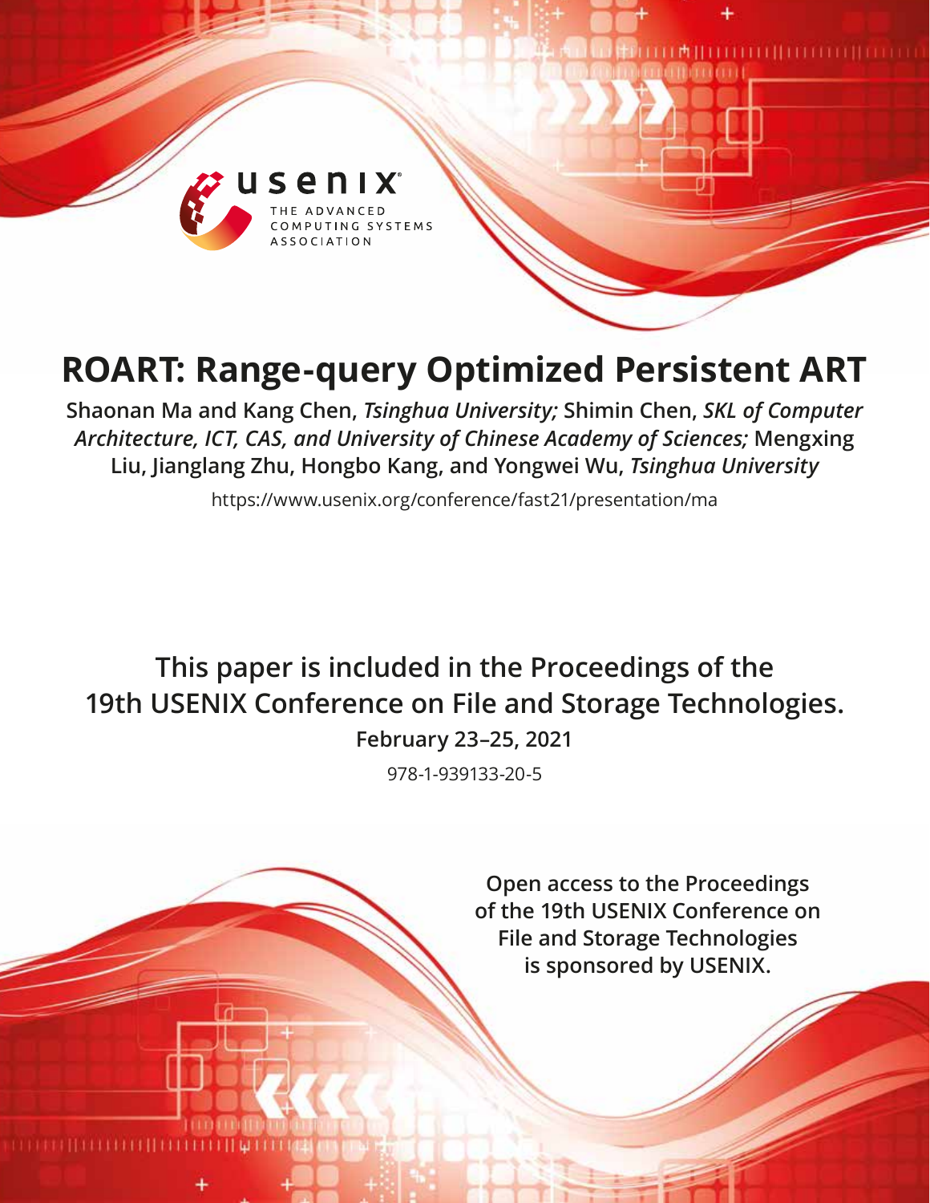# ROART: Range-query Optimized Persistent ART

**Shaonan Ma and Kang Chen,** ***Tsinghua University;*** **Shimin Chen,** ***SKL of Computer Architecture, ICT, CAS, and University of Chinese Academy of Sciences;*** **Mengxing Liu, Jianglang Zhu, Hongbo Kang, and Yongwei Wu,** ***Tsinghua University***

https://www.usenix.org/conference/fast21/presentation/ma

**This paper is included in the Proceedings of the 19th USENIX Conference on File and Storage Technologies.**

**February 23–25, 2021**

978-1-939133-20-5

**Open access to the Proceedings of the 19th USENIX Conference on File and Storage Technologies is sponsored by USENIX.**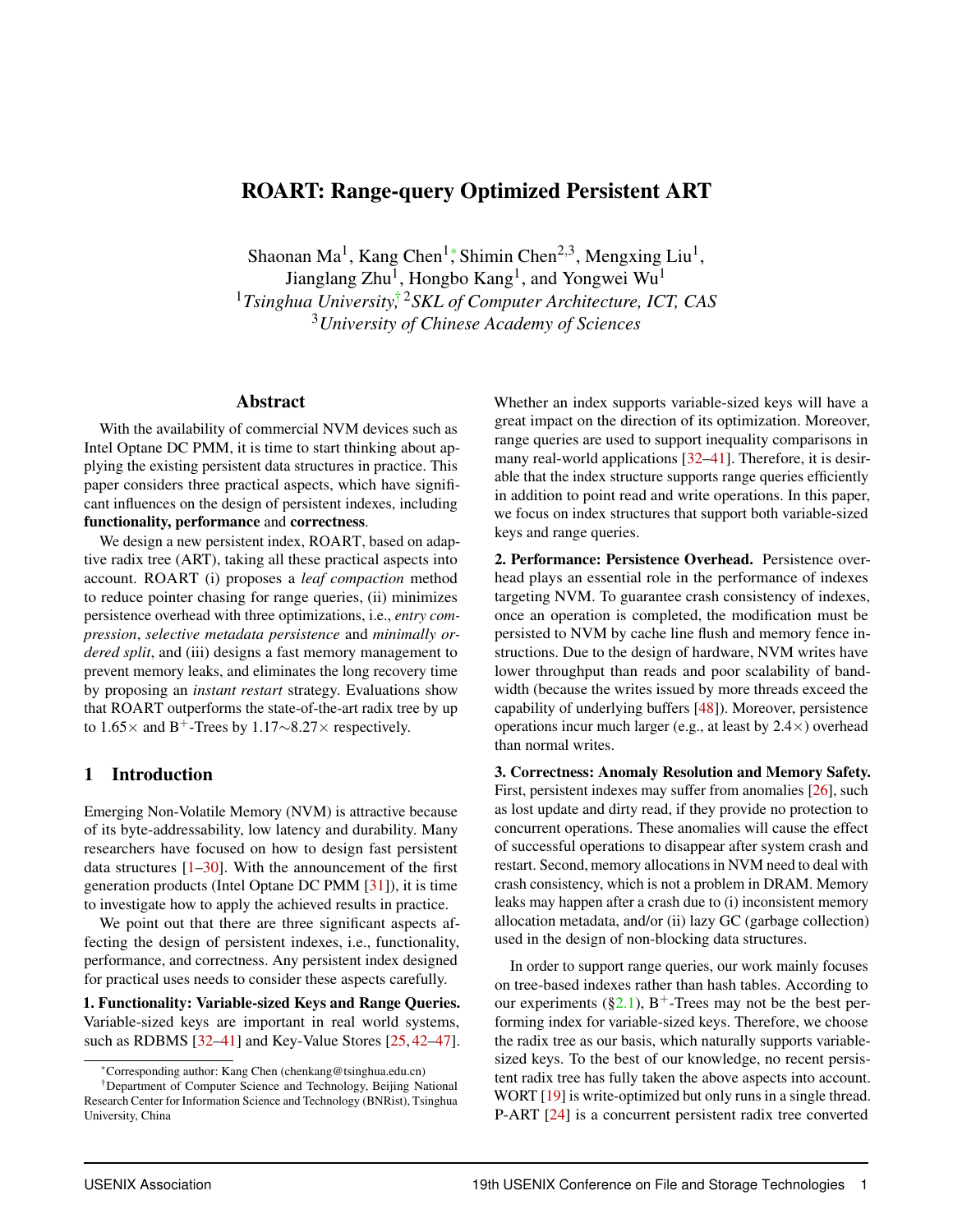# ROART: Range-query Optimized Persistent ART

Shaonan Ma[1], Kang Chen[1]*, Shimin Chen[2,3], Mengxing Liu[1], Jianglang Zhu[1], Hongbo Kang[1], and Yongwei Wu[1]

[1]*Tsinghua University*[†] [2]*SKL of Computer Architecture, ICT, CAS*
[3]*University of Chinese Academy of Sciences*

## Abstract

With the availability of commercial NVM devices such as Intel Optane DC PMM, it is time to start thinking about applying the existing persistent data structures in practice. This paper considers three practical aspects, which have significant influences on the design of persistent indexes, including **functionality, performance** and **correctness**.

We design a new persistent index, ROART, based on adaptive radix tree (ART), taking all these practical aspects into account. ROART (i) proposes a *leaf compaction* method to reduce pointer chasing for range queries, (ii) minimizes persistence overhead with three optimizations, i.e., *entry compression*, *selective metadata persistence* and *minimally ordered split*, and (iii) designs a fast memory management to prevent memory leaks, and eliminates the long recovery time by proposing an *instant restart* strategy. Evaluations show that ROART outperforms the state-of-the-art radix tree by up to 1.65× and B$^+$-Trees by 1.17∼8.27× respectively.

## 1 Introduction

Emerging Non-Volatile Memory (NVM) is attractive because of its byte-addressability, low latency and durability. Many researchers have focused on how to design fast persistent data structures [1–30]. With the announcement of the first generation products (Intel Optane DC PMM [31]), it is time to investigate how to apply the achieved results in practice.

We point out that there are three significant aspects affecting the design of persistent indexes, i.e., functionality, performance, and correctness. Any persistent index designed for practical uses needs to consider these aspects carefully.

**1. Functionality: Variable-sized Keys and Range Queries.** Variable-sized keys are important in real world systems, such as RDBMS [32–41] and Key-Value Stores [25, 42–47]. Whether an index supports variable-sized keys will have a great impact on the direction of its optimization. Moreover, range queries are used to support inequality comparisons in many real-world applications [32–41]. Therefore, it is desirable that the index structure supports range queries efficiently in addition to point read and write operations. In this paper, we focus on index structures that support both variable-sized keys and range queries.

**2. Performance: Persistence Overhead.** Persistence overhead plays an essential role in the performance of indexes targeting NVM. To guarantee crash consistency of indexes, once an operation is completed, the modification must be persisted to NVM by cache line flush and memory fence instructions. Due to the design of hardware, NVM writes have lower throughput than reads and poor scalability of bandwidth (because the writes issued by more threads exceed the capability of underlying buffers [48]). Moreover, persistence operations incur much larger (e.g., at least by 2.4×) overhead than normal writes.

**3. Correctness: Anomaly Resolution and Memory Safety.** First, persistent indexes may suffer from anomalies [26], such as lost update and dirty read, if they provide no protection to concurrent operations. These anomalies will cause the effect of successful operations to disappear after system crash and restart. Second, memory allocations in NVM need to deal with crash consistency, which is not a problem in DRAM. Memory leaks may happen after a crash due to (i) inconsistent memory allocation metadata, and/or (ii) lazy GC (garbage collection) used in the design of non-blocking data structures.

In order to support range queries, our work mainly focuses on tree-based indexes rather than hash tables. According to our experiments (§2.1), B$^+$-Trees may not be the best performing index for variable-sized keys. Therefore, we choose the radix tree as our basis, which naturally supports variable-sized keys. To the best of our knowledge, no recent persistent radix tree has fully taken the above aspects into account. WORT [19] is write-optimized but only runs in a single thread. P-ART [24] is a concurrent persistent radix tree converted

---

*Corresponding author: Kang Chen (chenkang@tsinghua.edu.cn)

†Department of Computer Science and Technology, Beijing National Research Center for Information Science and Technology (BNRist), Tsinghua University, China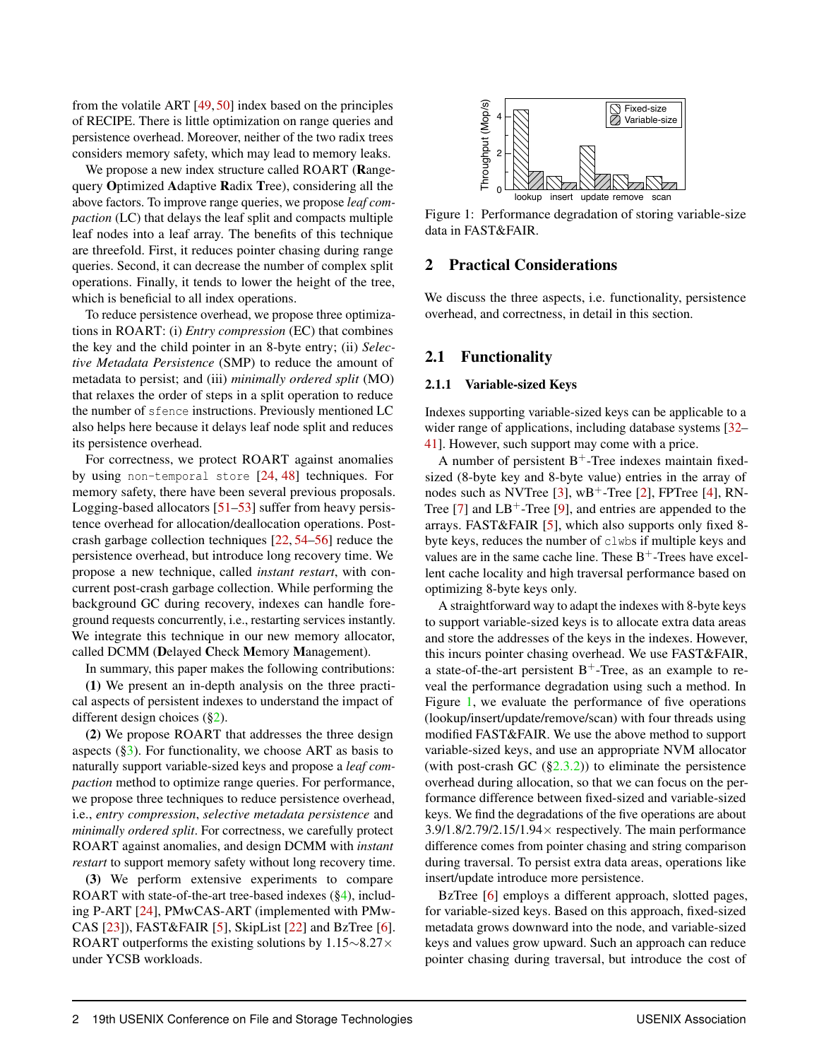from the volatile ART [49, 50] index based on the principles of RECIPE. There is little optimization on range queries and persistence overhead. Moreover, neither of the two radix trees considers memory safety, which may lead to memory leaks.

We propose a new index structure called ROART (**R**ange-query **O**ptimized **A**daptive **R**adix **T**ree), considering all the above factors. To improve range queries, we propose *leaf compaction* (LC) that delays the leaf split and compacts multiple leaf nodes into a leaf array. The benefits of this technique are threefold. First, it reduces pointer chasing during range queries. Second, it can decrease the number of complex split operations. Finally, it tends to lower the height of the tree, which is beneficial to all index operations.

To reduce persistence overhead, we propose three optimizations in ROART: (i) *Entry compression* (EC) that combines the key and the child pointer in an 8-byte entry; (ii) *Selective Metadata Persistence* (SMP) to reduce the amount of metadata to persist; and (iii) *minimally ordered split* (MO) that relaxes the order of steps in a split operation to reduce the number of `sfence` instructions. Previously mentioned LC also helps here because it delays leaf node split and reduces its persistence overhead.

For correctness, we protect ROART against anomalies by using `non-temporal store` [24, 48] techniques. For memory safety, there have been several previous proposals. Logging-based allocators [51–53] suffer from heavy persistence overhead for allocation/deallocation operations. Post-crash garbage collection techniques [22, 54–56] reduce the persistence overhead, but introduce long recovery time. We propose a new technique, called *instant restart*, with concurrent post-crash garbage collection. While performing the background GC during recovery, indexes can handle foreground requests concurrently, i.e., restarting services instantly. We integrate this technique in our new memory allocator, called DCMM (**D**elayed **C**heck **M**emory **M**anagement).

In summary, this paper makes the following contributions:

**(1)** We present an in-depth analysis on the three practical aspects of persistent indexes to understand the impact of different design choices (§2).

**(2)** We propose ROART that addresses the three design aspects (§3). For functionality, we choose ART as basis to naturally support variable-sized keys and propose a *leaf compaction* method to optimize range queries. For performance, we propose three techniques to reduce persistence overhead, i.e., *entry compression*, *selective metadata persistence* and *minimally ordered split*. For correctness, we carefully protect ROART against anomalies, and design DCMM with *instant restart* to support memory safety without long recovery time.

**(3)** We perform extensive experiments to compare ROART with state-of-the-art tree-based indexes (§4), including P-ART [24], PMwCAS-ART (implemented with PMwCAS [23]), FAST&FAIR [5], SkipList [22] and BzTree [6]. ROART outperforms the existing solutions by 1.15∼8.27× under YCSB workloads.

Throughput (Mop/s)
4
2
0
Fixed-size
Variable-size
lookup insert update remove scan

Figure 1: Performance degradation of storing variable-size data in FAST&FAIR.

## 2 Practical Considerations

We discuss the three aspects, i.e. functionality, persistence overhead, and correctness, in detail in this section.

### 2.1 Functionality

#### 2.1.1 Variable-sized Keys

Indexes supporting variable-sized keys can be applicable to a wider range of applications, including database systems [32–41]. However, such support may come with a price.

A number of persistent $B^+$-Tree indexes maintain fixed-sized (8-byte key and 8-byte value) entries in the array of nodes such as NVTree [3], w$B^+$-Tree [2], FPTree [4], RN-Tree [7] and LB$^+$-Tree [9], and entries are appended to the arrays. FAST&FAIR [5], which also supports only fixed 8-byte keys, reduces the number of `clwb`s if multiple keys and values are in the same cache line. These $B^+$-Trees have excellent cache locality and high traversal performance based on optimizing 8-byte keys only.

A straightforward way to adapt the indexes with 8-byte keys to support variable-sized keys is to allocate extra data areas and store the addresses of the keys in the indexes. However, this incurs pointer chasing overhead. We use FAST&FAIR, a state-of-the-art persistent $B^+$-Tree, as an example to reveal the performance degradation using such a method. In Figure 1, we evaluate the performance of five operations (lookup/insert/update/remove/scan) with four threads using modified FAST&FAIR. We use the above method to support variable-sized keys, and use an appropriate NVM allocator (with post-crash GC (§2.3.2)) to eliminate the persistence overhead during allocation, so that we can focus on the performance difference between fixed-sized and variable-sized keys. We find the degradations of the five operations are about 3.9/1.8/2.79/2.15/1.94× respectively. The main performance difference comes from pointer chasing and string comparison during traversal. To persist extra data areas, operations like insert/update introduce more persistence.

BzTree [6] employs a different approach, slotted pages, for variable-sized keys. Based on this approach, fixed-sized metadata grows downward into the node, and variable-sized keys and values grow upward. Such an approach can reduce pointer chasing during traversal, but introduce the cost of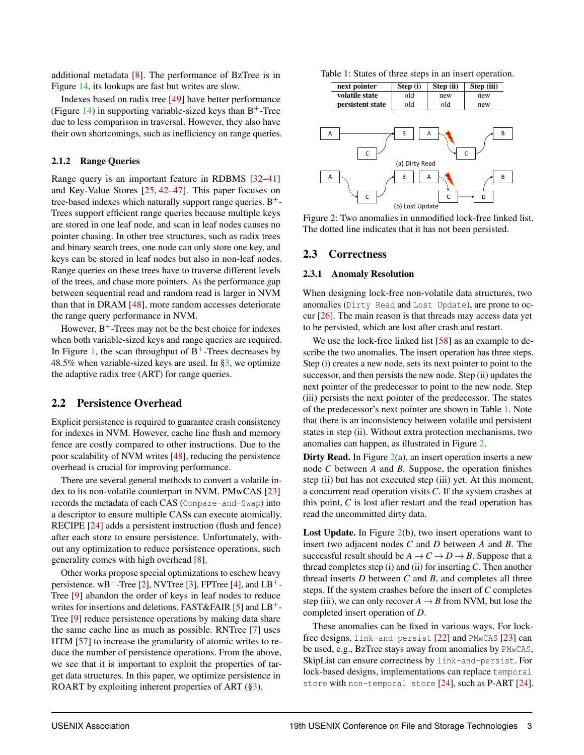additional metadata [8]. The performance of BzTree is in Figure 14, its lookups are fast but writes are slow.

Indexes based on radix tree [49] have better performance (Figure 14) in supporting variable-sized keys than B$^+$-Tree due to less comparison in traversal. However, they also have their own shortcomings, such as inefficiency on range queries.

### 2.1.2 Range Queries

Range query is an important feature in RDBMS [32–41] and Key-Value Stores [25, 42–47]. This paper focuses on tree-based indexes which naturally support range queries. B$^+$-Trees support efficient range queries because multiple keys are stored in one leaf node, and scan in leaf nodes causes no pointer chasing. In other tree structures, such as radix trees and binary search trees, one node can only store one key, and keys can be stored in leaf nodes but also in non-leaf nodes. Range queries on these trees have to traverse different levels of the trees, and chase more pointers. As the performance gap between sequential read and random read is larger in NVM than that in DRAM [48], more random accesses deteriorate the range query performance in NVM.

However, B$^+$-Trees may not be the best choice for indexes when both variable-sized keys and range queries are required. In Figure 1, the scan throughput of B$^+$-Trees decreases by 48.5% when variable-sized keys are used. In §3, we optimize the adaptive radix tree (ART) for range queries.

## 2.2 Persistence Overhead

Explicit persistence is required to guarantee crash consistency for indexes in NVM. However, cache line flush and memory fence are costly compared to other instructions. Due to the poor scalability of NVM writes [48], reducing the persistence overhead is crucial for improving performance.

There are several general methods to convert a volatile index to its non-volatile counterpart in NVM. PMwCAS [23] records the metadata of each CAS (`Compare-and-Swap`) into a descriptor to ensure multiple CASs can execute atomically. RECIPE [24] adds a persistent instruction (flush and fence) after each store to ensure persistence. Unfortunately, without any optimization to reduce persistence operations, such generality comes with high overhead [8].

Other works propose special optimizations to eschew heavy persistence. wB$^+$-Tree [2], NVTree [3], FPTree [4], and LB$^+$-Tree [9] abandon the order of keys in leaf nodes to reduce writes for insertions and deletions. FAST&FAIR [5] and LB$^+$-Tree [9] reduce persistence operations by making data share the same cache line as much as possible. RNTree [7] uses HTM [57] to increase the granularity of atomic writes to reduce the number of persistence operations. From the above, we see that it is important to exploit the properties of target data structures. In this paper, we optimize persistence in ROART by exploiting inherent properties of ART (§3).

Table 1: States of three steps in an insert operation.

| next pointer | Step (i) | Step (ii) | Step (iii) |
|---|---|---|---|
| volatile state | old | new | new |
| persistent state | old | old | new |

(a) Dirty Read

(b) Lost Update

Figure 2: Two anomalies in unmodified lock-free linked list. The dotted line indicates that it has not been persisted.

## 2.3 Correctness

### 2.3.1 Anomaly Resolution

When designing lock-free non-volatile data structures, two anomalies (`Dirty Read` and `Lost Update`), are prone to occur [26]. The main reason is that threads may access data yet to be persisted, which are lost after crash and restart.

We use the lock-free linked list [58] as an example to describe the two anomalies. The insert operation has three steps. Step (i) creates a new node, sets its next pointer to point to the successor, and then persists the new node. Step (ii) updates the next pointer of the predecessor to point to the new node. Step (iii) persists the next pointer of the predecessor. The states of the predecessor's next pointer are shown in Table 1. Note that there is an inconsistency between volatile and persistent states in step (ii). Without extra protection mechanisms, two anomalies can happen, as illustrated in Figure 2.

**Dirty Read.** In Figure 2(a), an insert operation inserts a new node $C$ between $A$ and $B$. Suppose, the operation finishes step (ii) but has not executed step (iii) yet. At this moment, a concurrent read operation visits $C$. If the system crashes at this point, $C$ is lost after restart and the read operation has read the uncommitted dirty data.

**Lost Update.** In Figure 2(b), two insert operations want to insert two adjacent nodes $C$ and $D$ between $A$ and $B$. The successful result should be $A \to C \to D \to B$. Suppose that a thread completes step (i) and (ii) for inserting $C$. Then another thread inserts $D$ between $C$ and $B$, and completes all three steps. If the system crashes before the insert of $C$ completes step (iii), we can only recover $A \to B$ from NVM, but lose the completed insert operation of $D$.

These anomalies can be fixed in various ways. For lock-free designs, `link-and-persist` [22] and `PMwCAS` [23] can be used, e.g., BzTree stays away from anomalies by `PMwCAS`, SkipList can ensure correctness by `link-and-persist`. For lock-based designs, implementations can replace `temporal store` with `non-temporal store` [24], such as P-ART [24].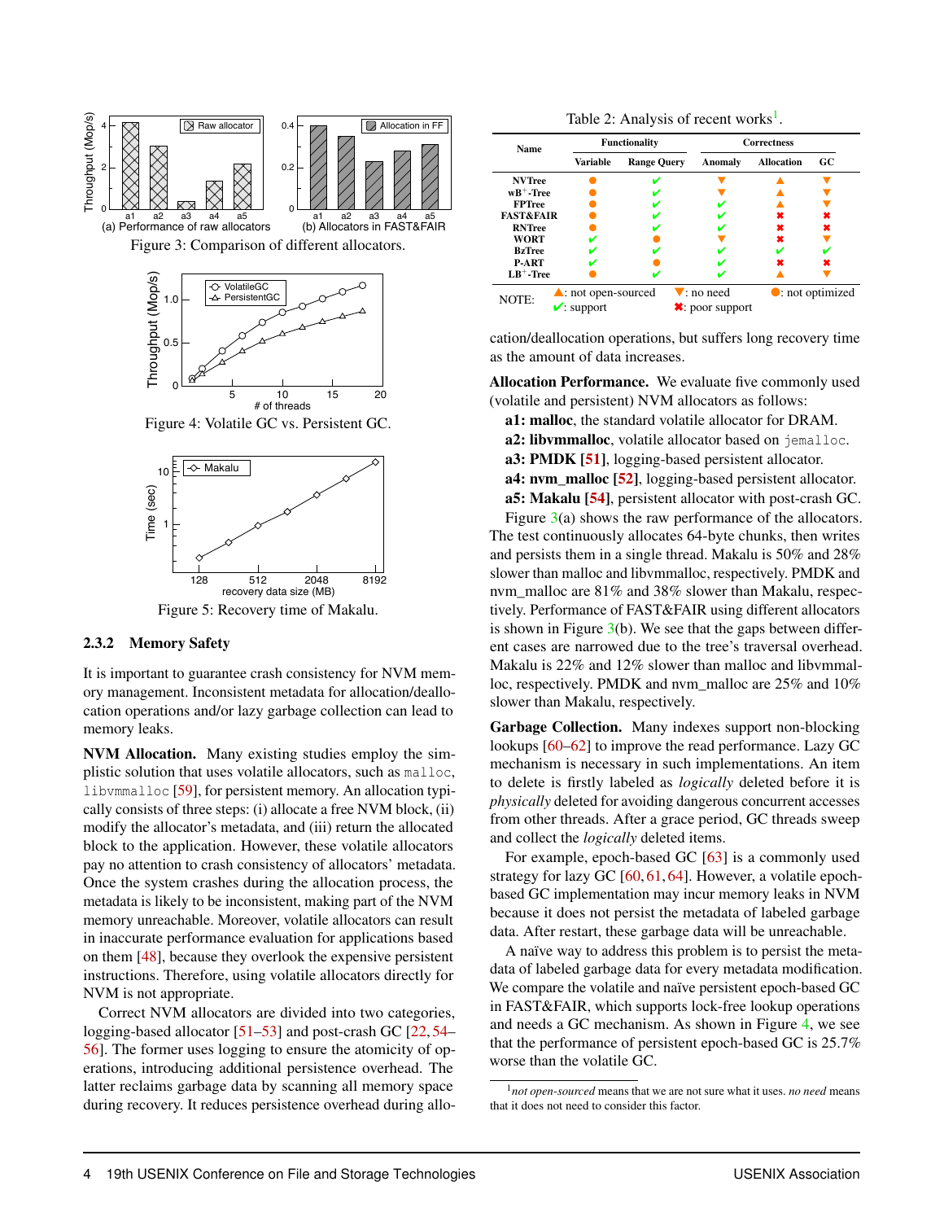Throughput (Mop/s)

4
2
0

Raw allocator

a1 a2 a3 a4 a5

(a) Performance of raw allocators

0.4
0.2
0

Allocation in FF

a1 a2 a3 a4 a5

(b) Allocators in FAST&FAIR

Figure 3: Comparison of different allocators.

Throughput (Mop/s)

1.0
0.5
0

VolatileGC
PersistentGC

5 10 15 20

# of threads

Figure 4: Volatile GC vs. Persistent GC.

Time (sec)

10
1

Makalu

128 512 2048 8192

recovery data size (MB)

Figure 5: Recovery time of Makalu.

### 2.3.2 Memory Safety

It is important to guarantee crash consistency for NVM memory management. Inconsistent metadata for allocation/deallocation operations and/or lazy garbage collection can lead to memory leaks.

**NVM Allocation.** Many existing studies employ the simplistic solution that uses volatile allocators, such as `malloc`, `libvmmalloc` [59], for persistent memory. An allocation typically consists of three steps: (i) allocate a free NVM block, (ii) modify the allocator's metadata, and (iii) return the allocated block to the application. However, these volatile allocators pay no attention to crash consistency of allocators' metadata. Once the system crashes during the allocation process, the metadata is likely to be inconsistent, making part of the NVM memory unreachable. Moreover, volatile allocators can result in inaccurate performance evaluation for applications based on them [48], because they overlook the expensive persistent instructions. Therefore, using volatile allocators directly for NVM is not appropriate.

Correct NVM allocators are divided into two categories, logging-based allocator [51–53] and post-crash GC [22, 54–56]. The former uses logging to ensure the atomicity of operations, introducing additional persistence overhead. The latter reclaims garbage data by scanning all memory space during recovery. It reduces persistence overhead during allocation/deallocation operations, but suffers long recovery time as the amount of data increases.

Table 2: Analysis of recent works[1].

| Name | Functionality | | Correctness | | |
|---|---|---|---|---|---|
| | Variable | Range Query | Anomaly | Allocation | GC |
| NVTree | ● | ✔ | ▼ | ▲ | ▼ |
| wB$^+$-Tree | ● | ✔ | ▼ | ▲ | ▼ |
| FPTree | ● | ✔ | ✔ | ▲ | ▼ |
| FAST&FAIR | ● | ✔ | ✔ | ✖ | ✖ |
| RNTree | ● | ✔ | ✔ | ✖ | ✖ |
| WORT | ✔ | ● | ▼ | ✖ | ▼ |
| BzTree | ✔ | ✔ | ✔ | ✔ | ✔ |
| P-ART | ✔ | ● | ✔ | ✖ | ✖ |
| LB$^+$-Tree | ● | ✔ | ✔ | ▲ | ▼ |

NOTE: ▲: not open-sourced ▼: no need ●: not optimized ✔: support ✖: poor support

**Allocation Performance.** We evaluate five commonly used (volatile and persistent) NVM allocators as follows:

**a1: malloc**, the standard volatile allocator for DRAM.
**a2: libvmmalloc**, volatile allocator based on `jemalloc`.
**a3: PMDK [51]**, logging-based persistent allocator.
**a4: nvm_malloc [52]**, logging-based persistent allocator.
**a5: Makalu [54]**, persistent allocator with post-crash GC.

Figure 3(a) shows the raw performance of the allocators. The test continuously allocates 64-byte chunks, then writes and persists them in a single thread. Makalu is 50% and 28% slower than malloc and libvmmalloc, respectively. PMDK and nvm_malloc are 81% and 38% slower than Makalu, respectively. Performance of FAST&FAIR using different allocators is shown in Figure 3(b). We see that the gaps between different cases are narrowed due to the tree's traversal overhead. Makalu is 22% and 12% slower than malloc and libvmmalloc, respectively. PMDK and nvm_malloc are 25% and 10% slower than Makalu, respectively.

**Garbage Collection.** Many indexes support non-blocking lookups [60–62] to improve the read performance. Lazy GC mechanism is necessary in such implementations. An item to delete is firstly labeled as *logically* deleted before it is *physically* deleted for avoiding dangerous concurrent accesses from other threads. After a grace period, GC threads sweep and collect the *logically* deleted items.

For example, epoch-based GC [63] is a commonly used strategy for lazy GC [60, 61, 64]. However, a volatile epoch-based GC implementation may incur memory leaks in NVM because it does not persist the metadata of labeled garbage data. After restart, these garbage data will be unreachable.

A naïve way to address this problem is to persist the metadata of labeled garbage data for every metadata modification. We compare the volatile and naïve persistent epoch-based GC in FAST&FAIR, which supports lock-free lookup operations and needs a GC mechanism. As shown in Figure 4, we see that the performance of persistent epoch-based GC is 25.7% worse than the volatile GC.

[1] *not open-sourced* means that we are not sure what it uses. *no need* means that it does not need to consider this factor.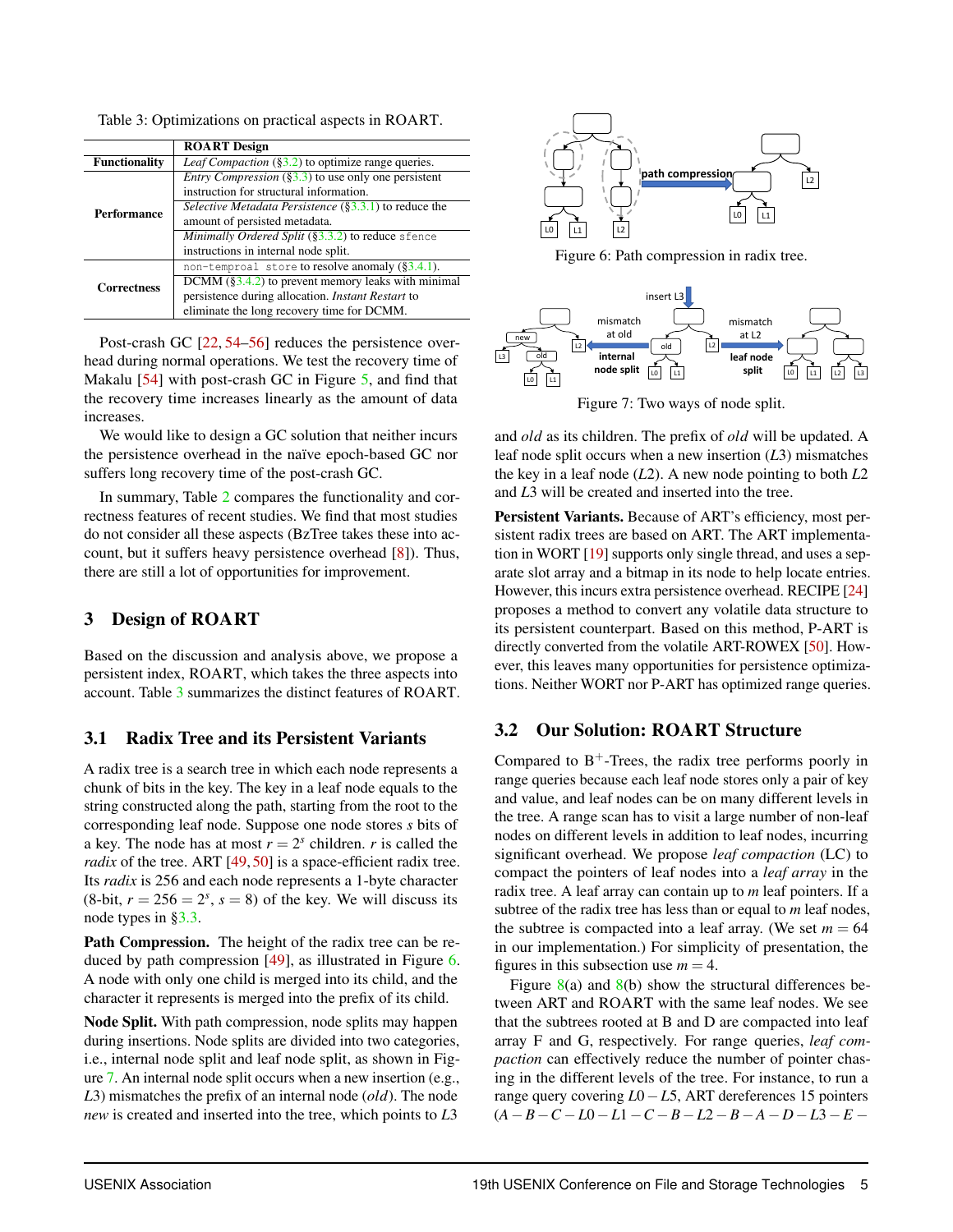Table 3: Optimizations on practical aspects in ROART.

| | ROART Design |
|---|---|
| **Functionality** | *Leaf Compaction* (§3.2) to optimize range queries. |
| **Performance** | *Entry Compression* (§3.3) to use only one persistent instruction for structural information. |
| | *Selective Metadata Persistence* (§3.3.1) to reduce the amount of persisted metadata. |
| | *Minimally Ordered Split* (§3.3.2) to reduce `sfence` instructions in internal node split. |
| **Correctness** | `non-temproal store` to resolve anomaly (§3.4.1). |
| | DCMM (§3.4.2) to prevent memory leaks with minimal persistence during allocation. *Instant Restart* to eliminate the long recovery time for DCMM. |

Post-crash GC [22, 54–56] reduces the persistence overhead during normal operations. We test the recovery time of Makalu [54] with post-crash GC in Figure 5, and find that the recovery time increases linearly as the amount of data increases.

We would like to design a GC solution that neither incurs the persistence overhead in the naïve epoch-based GC nor suffers long recovery time of the post-crash GC.

In summary, Table 2 compares the functionality and correctness features of recent studies. We find that most studies do not consider all these aspects (BzTree takes these into account, but it suffers heavy persistence overhead [8]). Thus, there are still a lot of opportunities for improvement.

## 3 Design of ROART

Based on the discussion and analysis above, we propose a persistent index, ROART, which takes the three aspects into account. Table 3 summarizes the distinct features of ROART.

### 3.1 Radix Tree and its Persistent Variants

A radix tree is a search tree in which each node represents a chunk of bits in the key. The key in a leaf node equals to the string constructed along the path, starting from the root to the corresponding leaf node. Suppose one node stores $s$ bits of a key. The node has at most $r = 2^s$ children. $r$ is called the *radix* of the tree. ART [49, 50] is a space-efficient radix tree. Its *radix* is 256 and each node represents a 1-byte character (8-bit, $r = 256 = 2^s$, $s = 8$) of the key. We will discuss its node types in §3.3.

**Path Compression.** The height of the radix tree can be reduced by path compression [49], as illustrated in Figure 6. A node with only one child is merged into its child, and the character it represents is merged into the prefix of its child.

**Node Split.** With path compression, node splits may happen during insertions. Node splits are divided into two categories, i.e., internal node split and leaf node split, as shown in Figure 7. An internal node split occurs when a new insertion (e.g., $L3$) mismatches the prefix of an internal node (*old*). The node *new* is created and inserted into the tree, which points to $L3$ and *old* as its children. The prefix of *old* will be updated. A leaf node split occurs when a new insertion ($L3$) mismatches the key in a leaf node ($L2$). A new node pointing to both $L2$ and $L3$ will be created and inserted into the tree.

path compression
L0 L1 L2
L0 L1 L2

Figure 6: Path compression in radix tree.

insert L3
mismatch at old
internal node split
mismatch at L2
leaf node split
new old L3 L0 L1 L2
old L0 L1 L2
L0 L1 L2 L3

Figure 7: Two ways of node split.

**Persistent Variants.** Because of ART's efficiency, most persistent radix trees are based on ART. The ART implementation in WORT [19] supports only single thread, and uses a separate slot array and a bitmap in its node to help locate entries. However, this incurs extra persistence overhead. RECIPE [24] proposes a method to convert any volatile data structure to its persistent counterpart. Based on this method, P-ART is directly converted from the volatile ART-ROWEX [50]. However, this leaves many opportunities for persistence optimizations. Neither WORT nor P-ART has optimized range queries.

### 3.2 Our Solution: ROART Structure

Compared to B$^+$-Trees, the radix tree performs poorly in range queries because each leaf node stores only a pair of key and value, and leaf nodes can be on many different levels in the tree. A range scan has to visit a large number of non-leaf nodes on different levels in addition to leaf nodes, incurring significant overhead. We propose *leaf compaction* (LC) to compact the pointers of leaf nodes into a *leaf array* in the radix tree. A leaf array can contain up to $m$ leaf pointers. If a subtree of the radix tree has less than or equal to $m$ leaf nodes, the subtree is compacted into a leaf array. (We set $m = 64$ in our implementation.) For simplicity of presentation, the figures in this subsection use $m = 4$.

Figure 8(a) and 8(b) show the structural differences between ART and ROART with the same leaf nodes. We see that the subtrees rooted at B and D are compacted into leaf array F and G, respectively. For range queries, *leaf compaction* can effectively reduce the number of pointer chasing in the different levels of the tree. For instance, to run a range query covering $L0 - L5$, ART dereferences 15 pointers ($A - B - C - L0 - L1 - C - B - L2 - B - A - D - L3 - E -$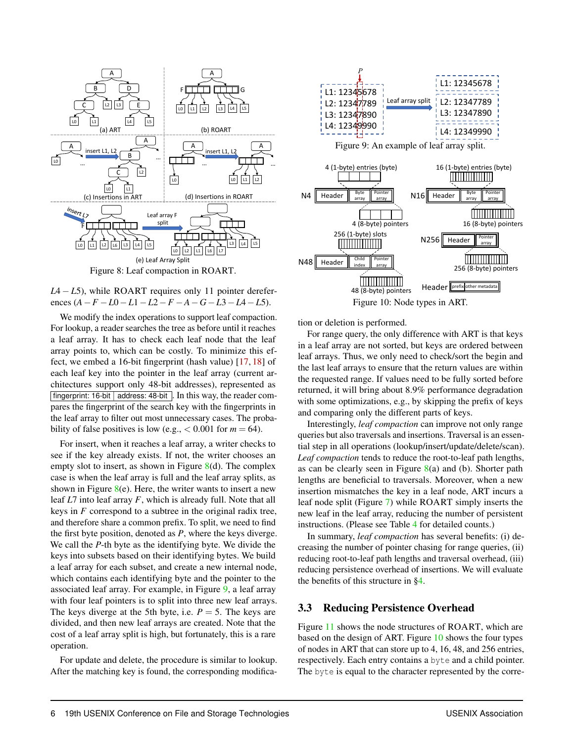Figure 8: Leaf compaction in ROART.

Figure 9: An example of leaf array split.

Figure 10: Node types in ART.

$L4-L5$), while ROART requires only 11 pointer dereferences ($A-F-L0-L1-L2-F-A-G-L3-L4-L5$).

We modify the index operations to support leaf compaction. For lookup, a reader searches the tree as before until it reaches a leaf array. It has to check each leaf node that the leaf array points to, which can be costly. To minimize this effect, we embed a 16-bit fingerprint (hash value) [17, 18] of each leaf key into the pointer in the leaf array (current architectures support only 48-bit addresses), represented as | fingerprint: 16-bit | address: 48-bit |. In this way, the reader compares the fingerprint of the search key with the fingerprints in the leaf array to filter out most unnecessary cases. The probability of false positives is low (e.g., $< 0.001$ for $m = 64$).

For insert, when it reaches a leaf array, a writer checks to see if the key already exists. If not, the writer chooses an empty slot to insert, as shown in Figure 8(d). The complex case is when the leaf array is full and the leaf array splits, as shown in Figure 8(e). Here, the writer wants to insert a new leaf $L7$ into leaf array $F$, which is already full. Note that all keys in $F$ correspond to a subtree in the original radix tree, and therefore share a common prefix. To split, we need to find the first byte position, denoted as $P$, where the keys diverge. We call the $P$-th byte as the identifying byte. We divide the keys into subsets based on their identifying bytes. We build a leaf array for each subset, and create a new internal node, which contains each identifying byte and the pointer to the associated leaf array. For example, in Figure 9, a leaf array with four leaf pointers is to split into three new leaf arrays. The keys diverge at the 5th byte, i.e. $P = 5$. The keys are divided, and then new leaf arrays are created. Note that the cost of a leaf array split is high, but fortunately, this is a rare operation.

For update and delete, the procedure is similar to lookup. After the matching key is found, the corresponding modification or deletion is performed.

For range query, the only difference with ART is that keys in a leaf array are not sorted, but keys are ordered between leaf arrays. Thus, we only need to check/sort the begin and the last leaf arrays to ensure that the return values are within the requested range. If values need to be fully sorted before returned, it will bring about 8.9% performance degradation with some optimizations, e.g., by skipping the prefix of keys and comparing only the different parts of keys.

Interestingly, *leaf compaction* can improve not only range queries but also traversals and insertions. Traversal is an essential step in all operations (lookup/insert/update/delete/scan). *Leaf compaction* tends to reduce the root-to-leaf path lengths, as can be clearly seen in Figure 8(a) and (b). Shorter path lengths are beneficial to traversals. Moreover, when a new insertion mismatches the key in a leaf node, ART incurs a leaf node split (Figure 7) while ROART simply inserts the new leaf in the leaf array, reducing the number of persistent instructions. (Please see Table 4 for detailed counts.)

In summary, *leaf compaction* has several benefits: (i) decreasing the number of pointer chasing for range queries, (ii) reducing root-to-leaf path lengths and traversal overhead, (iii) reducing persistence overhead of insertions. We will evaluate the benefits of this structure in §4.

### 3.3 Reducing Persistence Overhead

Figure 11 shows the node structures of ROART, which are based on the design of ART. Figure 10 shows the four types of nodes in ART that can store up to 4, 16, 48, and 256 entries, respectively. Each entry contains a `byte` and a child pointer. The `byte` is equal to the character represented by the corre-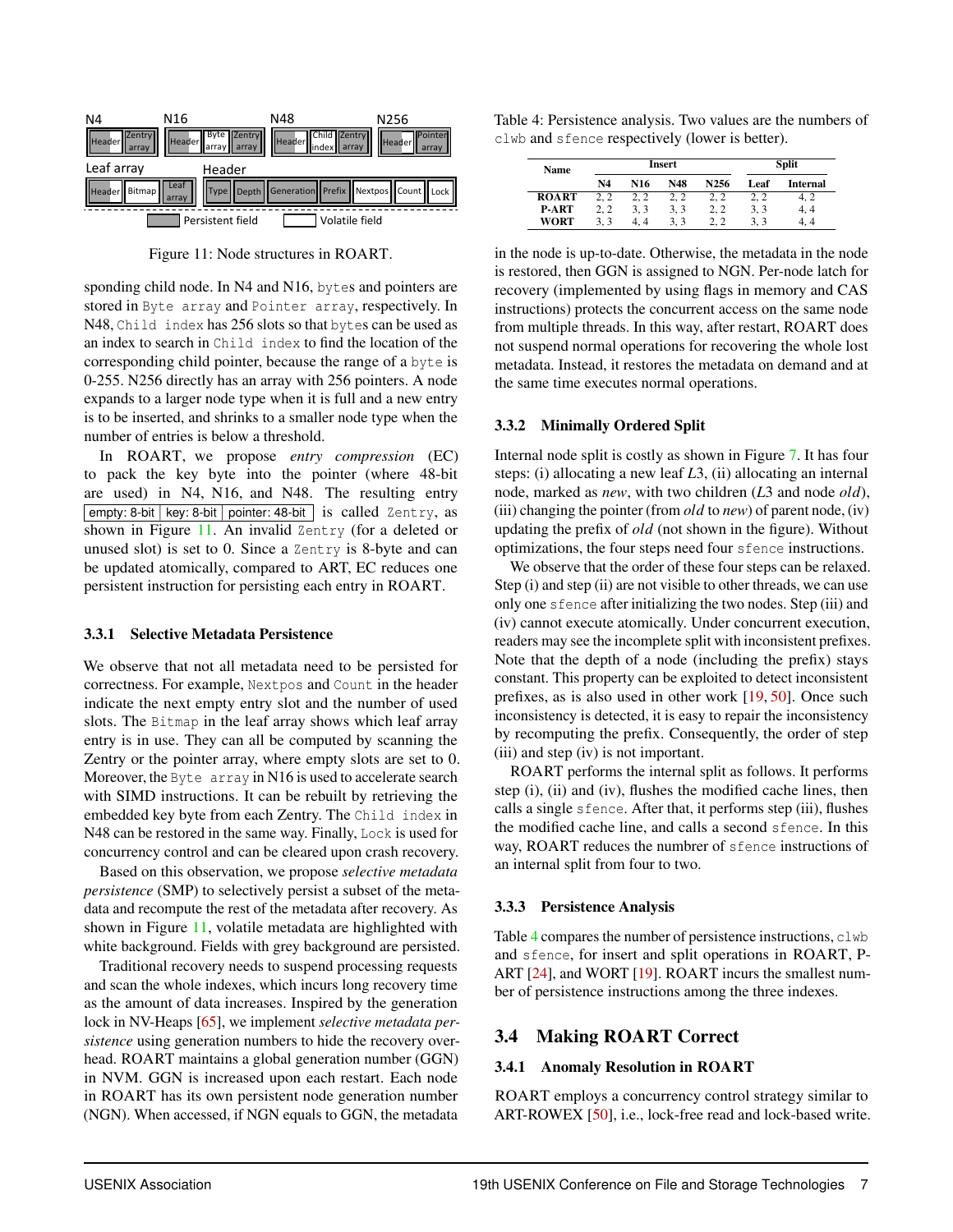N4 N16 N48 N256

Header | Zentry array
Header | Byte array | Zentry array
Header | Child index | Zentry array
Header | Pointer array

Leaf array
Header | Bitmap | Leaf array

Header
Type | Depth | Generation | Prefix | Nextpos | Count | Lock

Persistent field
Volatile field

Figure 11: Node structures in ROART.

sponding child node. In N4 and N16, `byte`s and pointers are stored in `Byte array` and `Pointer array`, respectively. In N48, `Child index` has 256 slots so that `byte`s can be used as an index to search in `Child index` to find the location of the corresponding child pointer, because the range of a `byte` is 0-255. N256 directly has an array with 256 pointers. A node expands to a larger node type when it is full and a new entry is to be inserted, and shrinks to a smaller node type when the number of entries is below a threshold.

In ROART, we propose *entry compression* (EC) to pack the key byte into the pointer (where 48-bit are used) in N4, N16, and N48. The resulting entry | empty: 8-bit | key: 8-bit | pointer: 48-bit | is called `Zentry`, as shown in Figure 11. An invalid `Zentry` (for a deleted or unused slot) is set to 0. Since a `Zentry` is 8-byte and can be updated atomically, compared to ART, EC reduces one persistent instruction for persisting each entry in ROART.

### 3.3.1 Selective Metadata Persistence

We observe that not all metadata need to be persisted for correctness. For example, `Nextpos` and `Count` in the header indicate the next empty entry slot and the number of used slots. The `Bitmap` in the leaf array shows which leaf array entry is in use. They can all be computed by scanning the Zentry or the pointer array, where empty slots are set to 0. Moreover, the `Byte array` in N16 is used to accelerate search with SIMD instructions. It can be rebuilt by retrieving the embedded key byte from each Zentry. The `Child index` in N48 can be restored in the same way. Finally, `Lock` is used for concurrency control and can be cleared upon crash recovery.

Based on this observation, we propose *selective metadata persistence* (SMP) to selectively persist a subset of the metadata and recompute the rest of the metadata after recovery. As shown in Figure 11, volatile metadata are highlighted with white background. Fields with grey background are persisted.

Traditional recovery needs to suspend processing requests and scan the whole indexes, which incurs long recovery time as the amount of data increases. Inspired by the generation lock in NV-Heaps [65], we implement *selective metadata persistence* using generation numbers to hide the recovery overhead. ROART maintains a global generation number (GGN) in NVM. GGN is increased upon each restart. Each node in ROART has its own persistent node generation number (NGN). When accessed, if NGN equals to GGN, the metadata in the node is up-to-date. Otherwise, the metadata in the node is restored, then GGN is assigned to NGN. Per-node latch for recovery (implemented by using flags in memory and CAS instructions) protects the concurrent access on the same node from multiple threads. In this way, after restart, ROART does not suspend normal operations for recovering the whole lost metadata. Instead, it restores the metadata on demand and at the same time executes normal operations.

Table 4: Persistence analysis. Two values are the numbers of `clwb` and `sfence` respectively (lower is better).

| Name | Insert | | | | Split | |
|---|---|---|---|---|---|---|
| | N4 | N16 | N48 | N256 | Leaf | Internal |
| **ROART** | 2, 2 | 2, 2 | 2, 2 | 2, 2 | 2, 2 | 4, 2 |
| **P-ART** | 2, 2 | 3, 3 | 3, 3 | 2, 2 | 3, 3 | 4, 4 |
| **WORT** | 3, 3 | 4, 4 | 3, 3 | 2, 2 | 3, 3 | 4, 4 |

### 3.3.2 Minimally Ordered Split

Internal node split is costly as shown in Figure 7. It has four steps: (i) allocating a new leaf *L*3, (ii) allocating an internal node, marked as *new*, with two children (*L*3 and node *old*), (iii) changing the pointer (from *old* to *new*) of parent node, (iv) updating the prefix of *old* (not shown in the figure). Without optimizations, the four steps need four `sfence` instructions.

We observe that the order of these four steps can be relaxed. Step (i) and step (ii) are not visible to other threads, we can use only one `sfence` after initializing the two nodes. Step (iii) and (iv) cannot execute atomically. Under concurrent execution, readers may see the incomplete split with inconsistent prefixes. Note that the depth of a node (including the prefix) stays constant. This property can be exploited to detect inconsistent prefixes, as is also used in other work [19, 50]. Once such inconsistency is detected, it is easy to repair the inconsistency by recomputing the prefix. Consequently, the order of step (iii) and step (iv) is not important.

ROART performs the internal split as follows. It performs step (i), (ii) and (iv), flushes the modified cache lines, then calls a single `sfence`. After that, it performs step (iii), flushes the modified cache line, and calls a second `sfence`. In this way, ROART reduces the number of `sfence` instructions of an internal split from four to two.

### 3.3.3 Persistence Analysis

Table 4 compares the number of persistence instructions, `clwb` and `sfence`, for insert and split operations in ROART, P-ART [24], and WORT [19]. ROART incurs the smallest number of persistence instructions among the three indexes.

## 3.4 Making ROART Correct

### 3.4.1 Anomaly Resolution in ROART

ROART employs a concurrency control strategy similar to ART-ROWEX [50], i.e., lock-free read and lock-based write.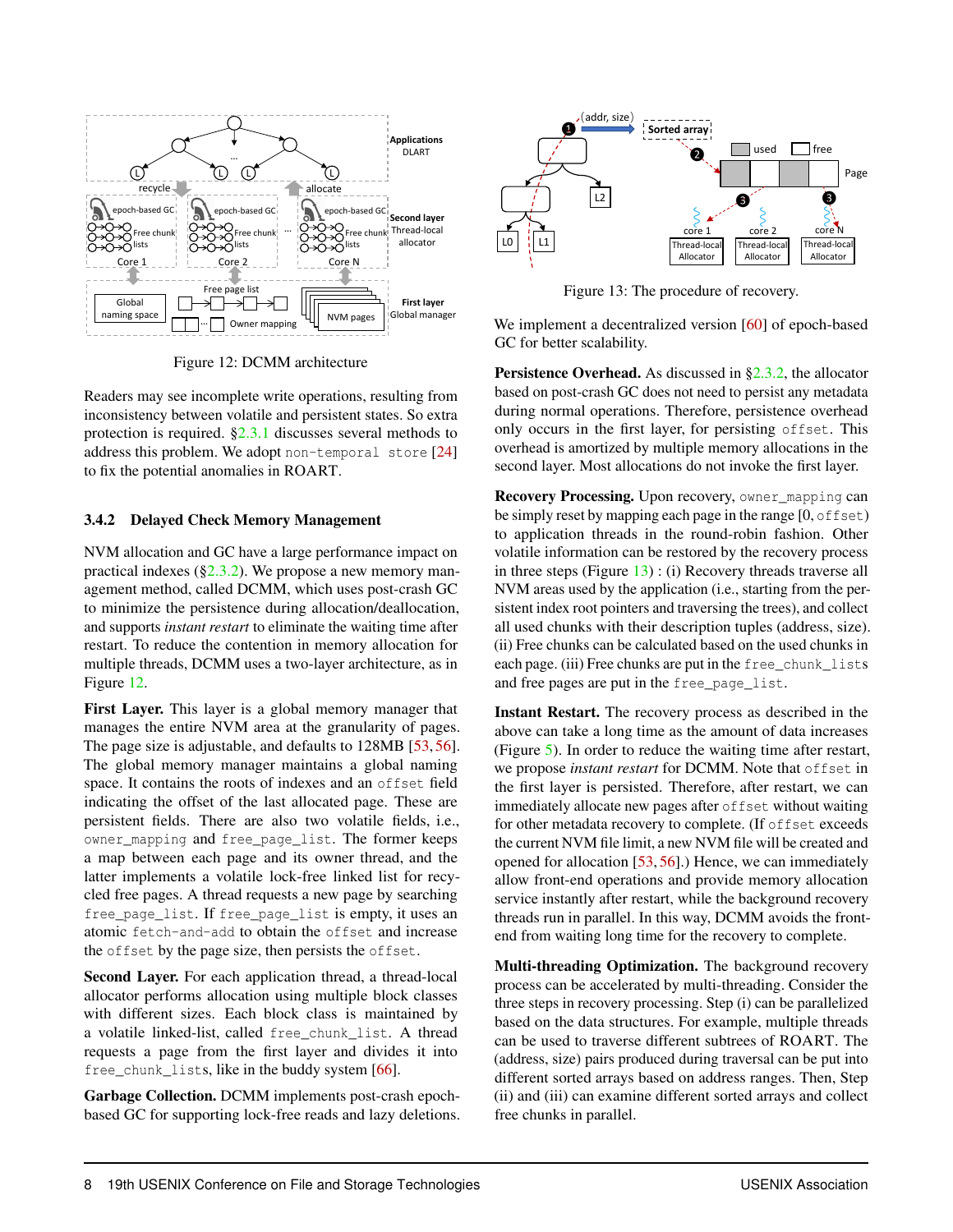Figure 12: DCMM architecture

Readers may see incomplete write operations, resulting from inconsistency between volatile and persistent states. So extra protection is required. §2.3.1 discusses several methods to address this problem. We adopt `non-temporal store` [24] to fix the potential anomalies in ROART.

### 3.4.2 Delayed Check Memory Management

NVM allocation and GC have a large performance impact on practical indexes (§2.3.2). We propose a new memory management method, called DCMM, which uses post-crash GC to minimize the persistence during allocation/deallocation, and supports *instant restart* to eliminate the waiting time after restart. To reduce the contention in memory allocation for multiple threads, DCMM uses a two-layer architecture, as in Figure 12.

**First Layer.** This layer is a global memory manager that manages the entire NVM area at the granularity of pages. The page size is adjustable, and defaults to 128MB [53, 56]. The global memory manager maintains a global naming space. It contains the roots of indexes and an `offset` field indicating the offset of the last allocated page. These are persistent fields. There are also two volatile fields, i.e., `owner_mapping` and `free_page_list`. The former keeps a map between each page and its owner thread, and the latter implements a volatile lock-free linked list for recycled free pages. A thread requests a new page by searching `free_page_list`. If `free_page_list` is empty, it uses an atomic `fetch-and-add` to obtain the `offset` and increase the `offset` by the page size, then persists the `offset`.

**Second Layer.** For each application thread, a thread-local allocator performs allocation using multiple block classes with different sizes. Each block class is maintained by a volatile linked-list, called `free_chunk_list`. A thread requests a page from the first layer and divides it into `free_chunk_lists`, like in the buddy system [66].

**Garbage Collection.** DCMM implements post-crash epoch-based GC for supporting lock-free reads and lazy deletions.

Figure 13: The procedure of recovery.

We implement a decentralized version [60] of epoch-based GC for better scalability.

**Persistence Overhead.** As discussed in §2.3.2, the allocator based on post-crash GC does not need to persist any metadata during normal operations. Therefore, persistence overhead only occurs in the first layer, for persisting `offset`. This overhead is amortized by multiple memory allocations in the second layer. Most allocations do not invoke the first layer.

**Recovery Processing.** Upon recovery, `owner_mapping` can be simply reset by mapping each page in the range [0, `offset`) to application threads in the round-robin fashion. Other volatile information can be restored by the recovery process in three steps (Figure 13) : (i) Recovery threads traverse all NVM areas used by the application (i.e., starting from the persistent index root pointers and traversing the trees), and collect all used chunks with their description tuples (address, size). (ii) Free chunks can be calculated based on the used chunks in each page. (iii) Free chunks are put in the `free_chunk_lists` and free pages are put in the `free_page_list`.

**Instant Restart.** The recovery process as described in the above can take a long time as the amount of data increases (Figure 5). In order to reduce the waiting time after restart, we propose *instant restart* for DCMM. Note that `offset` in the first layer is persisted. Therefore, after restart, we can immediately allocate new pages after `offset` without waiting for other metadata recovery to complete. (If `offset` exceeds the current NVM file limit, a new NVM file will be created and opened for allocation [53, 56].) Hence, we can immediately allow front-end operations and provide memory allocation service instantly after restart, while the background recovery threads run in parallel. In this way, DCMM avoids the front-end from waiting long time for the recovery to complete.

**Multi-threading Optimization.** The background recovery process can be accelerated by multi-threading. Consider the three steps in recovery processing. Step (i) can be parallelized based on the data structures. For example, multiple threads can be used to traverse different subtrees of ROART. The (address, size) pairs produced during traversal can be put into different sorted arrays based on address ranges. Then, Step (ii) and (iii) can examine different sorted arrays and collect free chunks in parallel.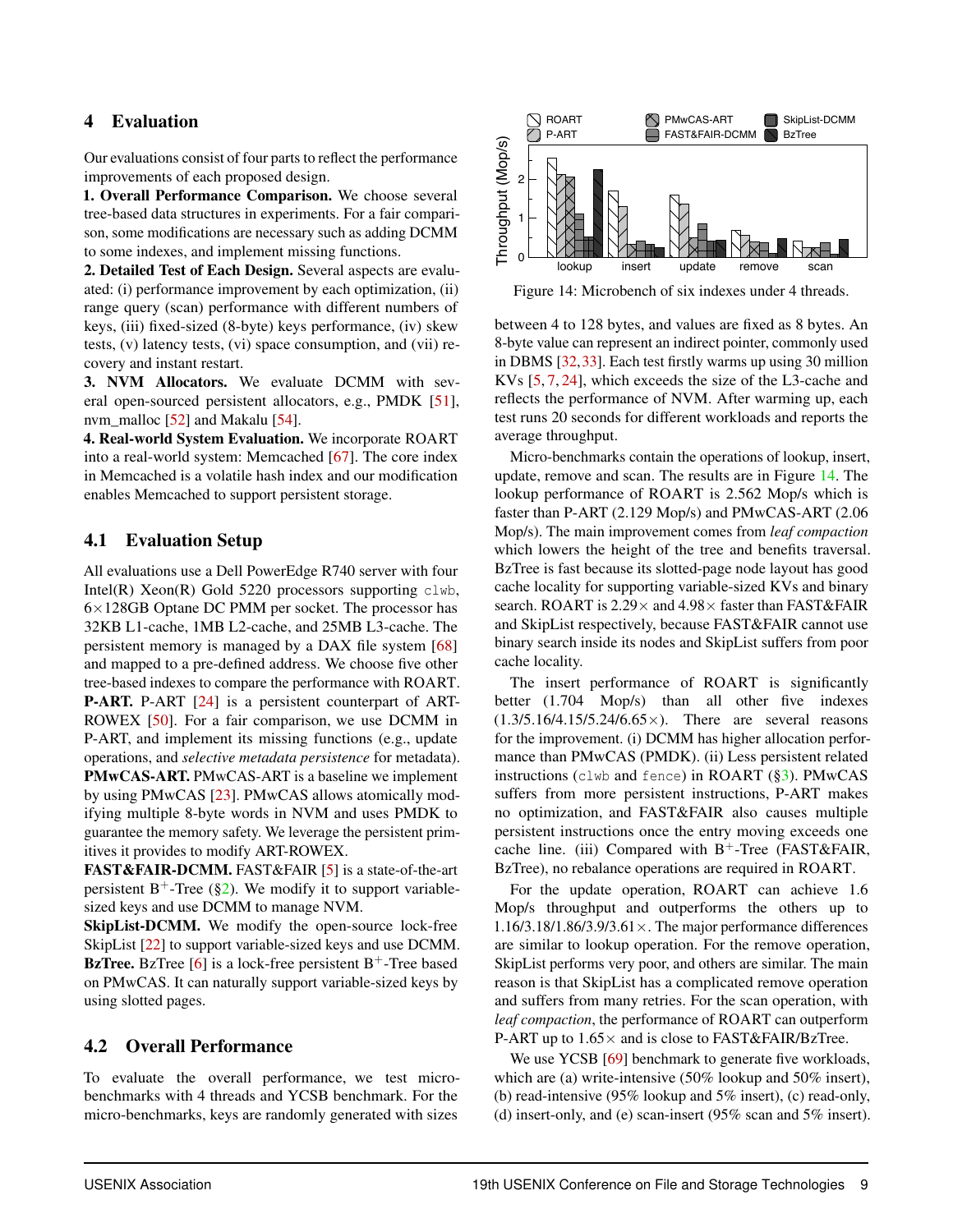## 4 Evaluation

Our evaluations consist of four parts to reflect the performance improvements of each proposed design.

**1. Overall Performance Comparison.** We choose several tree-based data structures in experiments. For a fair comparison, some modifications are necessary such as adding DCMM to some indexes, and implement missing functions.

**2. Detailed Test of Each Design.** Several aspects are evaluated: (i) performance improvement by each optimization, (ii) range query (scan) performance with different numbers of keys, (iii) fixed-sized (8-byte) keys performance, (iv) skew tests, (v) latency tests, (vi) space consumption, and (vii) recovery and instant restart.

**3. NVM Allocators.** We evaluate DCMM with several open-sourced persistent allocators, e.g., PMDK [51], nvm_malloc [52] and Makalu [54].

**4. Real-world System Evaluation.** We incorporate ROART into a real-world system: Memcached [67]. The core index in Memcached is a volatile hash index and our modification enables Memcached to support persistent storage.

### 4.1 Evaluation Setup

All evaluations use a Dell PowerEdge R740 server with four Intel(R) Xeon(R) Gold 5220 processors supporting `clwb`, 6×128GB Optane DC PMM per socket. The processor has 32KB L1-cache, 1MB L2-cache, and 25MB L3-cache. The persistent memory is managed by a DAX file system [68] and mapped to a pre-defined address. We choose five other tree-based indexes to compare the performance with ROART.

**P-ART.** P-ART [24] is a persistent counterpart of ART-ROWEX [50]. For a fair comparison, we use DCMM in P-ART, and implement its missing functions (e.g., update operations, and *selective metadata persistence* for metadata).

**PMwCAS-ART.** PMwCAS-ART is a baseline we implement by using PMwCAS [23]. PMwCAS allows atomically modifying multiple 8-byte words in NVM and uses PMDK to guarantee the memory safety. We leverage the persistent primitives it provides to modify ART-ROWEX.

**FAST&FAIR-DCMM.** FAST&FAIR [5] is a state-of-the-art persistent $B^+$-Tree (§2). We modify it to support variable-sized keys and use DCMM to manage NVM.

**SkipList-DCMM.** We modify the open-source lock-free SkipList [22] to support variable-sized keys and use DCMM.

**BzTree.** BzTree [6] is a lock-free persistent $B^+$-Tree based on PMwCAS. It can naturally support variable-sized keys by using slotted pages.

### 4.2 Overall Performance

To evaluate the overall performance, we test micro-benchmarks with 4 threads and YCSB benchmark. For the micro-benchmarks, keys are randomly generated with sizes

ROART
P-ART
PMwCAS-ART
FAST&FAIR-DCMM
SkipList-DCMM
BzTree
Throughput (Mop/s)
0
1
2
lookup
insert
update
remove
scan

Figure 14: Microbench of six indexes under 4 threads.

between 4 to 128 bytes, and values are fixed as 8 bytes. An 8-byte value can represent an indirect pointer, commonly used in DBMS [32, 33]. Each test firstly warms up using 30 million KVs [5, 7, 24], which exceeds the size of the L3-cache and reflects the performance of NVM. After warming up, each test runs 20 seconds for different workloads and reports the average throughput.

Micro-benchmarks contain the operations of lookup, insert, update, remove and scan. The results are in Figure 14. The lookup performance of ROART is 2.562 Mop/s which is faster than P-ART (2.129 Mop/s) and PMwCAS-ART (2.06 Mop/s). The main improvement comes from *leaf compaction* which lowers the height of the tree and benefits traversal. BzTree is fast because its slotted-page node layout has good cache locality for supporting variable-sized KVs and binary search. ROART is 2.29× and 4.98× faster than FAST&FAIR and SkipList respectively, because FAST&FAIR cannot use binary search inside its nodes and SkipList suffers from poor cache locality.

The insert performance of ROART is significantly better (1.704 Mop/s) than all other five indexes (1.3/5.16/4.15/5.24/6.65×). There are several reasons for the improvement. (i) DCMM has higher allocation performance than PMwCAS (PMDK). (ii) Less persistent related instructions (`clwb` and `fence`) in ROART (§3). PMwCAS suffers from more persistent instructions, P-ART makes no optimization, and FAST&FAIR also causes multiple persistent instructions once the entry moving exceeds one cache line. (iii) Compared with $B^+$-Tree (FAST&FAIR, BzTree), no rebalance operations are required in ROART.

For the update operation, ROART can achieve 1.6 Mop/s throughput and outperforms the others up to 1.16/3.18/1.86/3.9/3.61×. The major performance differences are similar to lookup operation. For the remove operation, SkipList performs very poor, and others are similar. The main reason is that SkipList has a complicated remove operation and suffers from many retries. For the scan operation, with *leaf compaction*, the performance of ROART can outperform P-ART up to 1.65× and is close to FAST&FAIR/BzTree.

We use YCSB [69] benchmark to generate five workloads, which are (a) write-intensive (50% lookup and 50% insert), (b) read-intensive (95% lookup and 5% insert), (c) read-only, (d) insert-only, and (e) scan-insert (95% scan and 5% insert).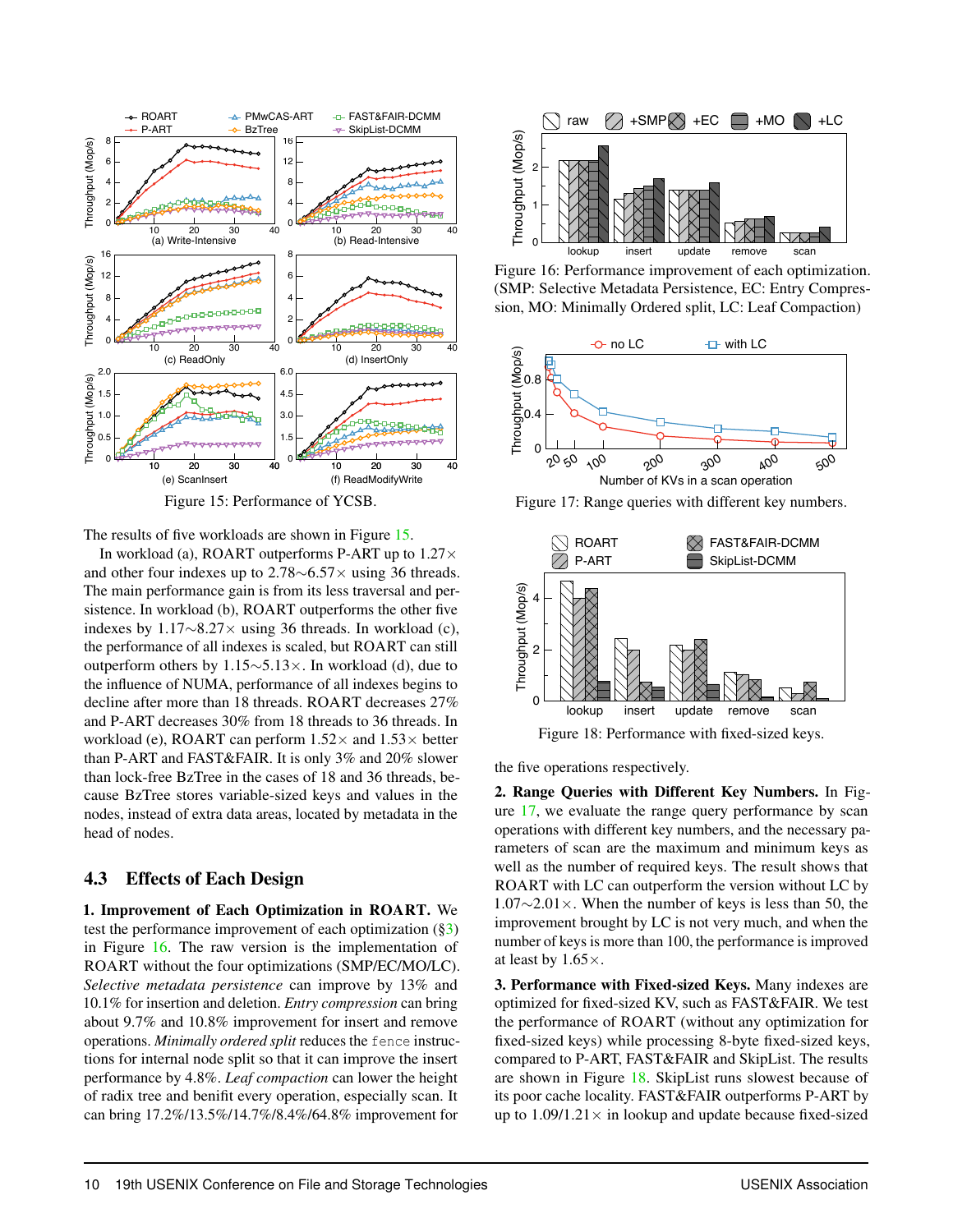Figure 15: Performance of YCSB.

The results of five workloads are shown in Figure 15.

In workload (a), ROART outperforms P-ART up to 1.27× and other four indexes up to 2.78∼6.57× using 36 threads. The main performance gain is from its less traversal and persistence. In workload (b), ROART outperforms the other five indexes by 1.17∼8.27× using 36 threads. In workload (c), the performance of all indexes is scaled, but ROART can still outperform others by 1.15∼5.13×. In workload (d), due to the influence of NUMA, performance of all indexes begins to decline after more than 18 threads. ROART decreases 27% and P-ART decreases 30% from 18 threads to 36 threads. In workload (e), ROART can perform 1.52× and 1.53× better than P-ART and FAST&FAIR. It is only 3% and 20% slower than lock-free BzTree in the cases of 18 and 36 threads, because BzTree stores variable-sized keys and values in the nodes, instead of extra data areas, located by metadata in the head of nodes.

## 4.3 Effects of Each Design

**1. Improvement of Each Optimization in ROART.** We test the performance improvement of each optimization (§3) in Figure 16. The raw version is the implementation of ROART without the four optimizations (SMP/EC/MO/LC). *Selective metadata persistence* can improve by 13% and 10.1% for insertion and deletion. *Entry compression* can bring about 9.7% and 10.8% improvement for insert and remove operations. *Minimally ordered split* reduces the `fence` instructions for internal node split so that it can improve the insert performance by 4.8%. *Leaf compaction* can lower the height of radix tree and benifit every operation, especially scan. It can bring 17.2%/13.5%/14.7%/8.4%/64.8% improvement for the five operations respectively.

Figure 16: Performance improvement of each optimization. (SMP: Selective Metadata Persistence, EC: Entry Compression, MO: Minimally Ordered split, LC: Leaf Compaction)

Figure 17: Range queries with different key numbers.

Figure 18: Performance with fixed-sized keys.

**2. Range Queries with Different Key Numbers.** In Figure 17, we evaluate the range query performance by scan operations with different key numbers, and the necessary parameters of scan are the maximum and minimum keys as well as the number of required keys. The result shows that ROART with LC can outperform the version without LC by 1.07∼2.01×. When the number of keys is less than 50, the improvement brought by LC is not very much, and when the number of keys is more than 100, the performance is improved at least by 1.65×.

**3. Performance with Fixed-sized Keys.** Many indexes are optimized for fixed-sized KV, such as FAST&FAIR. We test the performance of ROART (without any optimization for fixed-sized keys) while processing 8-byte fixed-sized keys, compared to P-ART, FAST&FAIR and SkipList. The results are shown in Figure 18. SkipList runs slowest because of its poor cache locality. FAST&FAIR outperforms P-ART by up to 1.09/1.21× in lookup and update because fixed-sized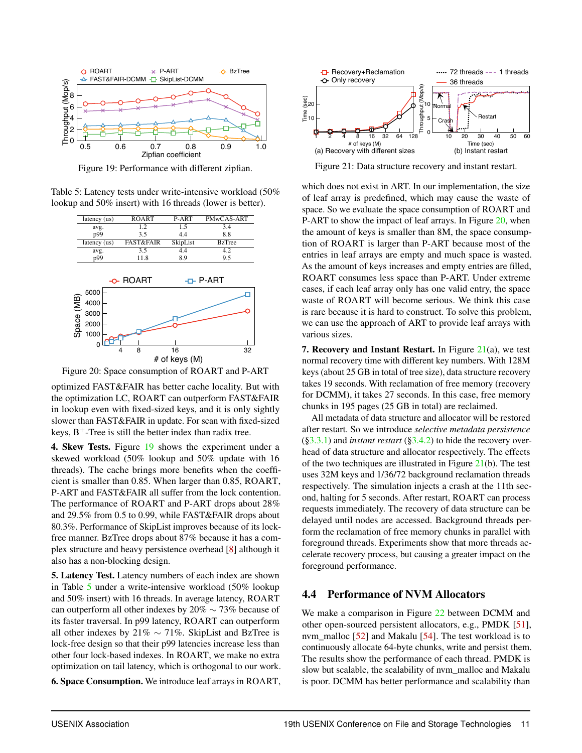ROART   P-ART   BzTree
FAST&FAIR-DCMM   SkipList-DCMM
Throughput (Mop/s)
0 2 4 6 8
0.5 0.6 0.7 0.8 0.9 1.0
Zipfian coefficient

Figure 19: Performance with different zipfian.

Table 5: Latency tests under write-intensive workload (50% lookup and 50% insert) with 16 threads (lower is better).

| latency (us) | ROART | P-ART | PMwCAS-ART |
|---|---|---|---|
| avg. | 1.2 | 1.5 | 3.4 |
| p99 | 3.5 | 4.4 | 8.8 |
| latency (us) | FAST&FAIR | SkipList | BzTree |
| avg. | 3.5 | 4.4 | 4.2 |
| p99 | 11.8 | 8.9 | 9.5 |

ROART   P-ART
Space (MB)
0 1000 2000 3000 4000 5000
4 8 16 32
# of keys (M)

Figure 20: Space consumption of ROART and P-ART

optimized FAST&FAIR has better cache locality. But with the optimization LC, ROART can outperform FAST&FAIR in lookup even with fixed-sized keys, and it is only slightly slower than FAST&FAIR in update. For scan with fixed-sized keys, B$^+$-Tree is still the better index than radix tree.

**4. Skew Tests.** Figure 19 shows the experiment under a skewed workload (50% lookup and 50% update with 16 threads). The cache brings more benefits when the coefficient is smaller than 0.85. When larger than 0.85, ROART, P-ART and FAST&FAIR all suffer from the lock contention. The performance of ROART and P-ART drops about 28% and 29.5% from 0.5 to 0.99, while FAST&FAIR drops about 80.3%. Performance of SkipList improves because of its lock-free manner. BzTree drops about 87% because it has a complex structure and heavy persistence overhead [8] although it also has a non-blocking design.

**5. Latency Test.** Latency numbers of each index are shown in Table 5 under a write-intensive workload (50% lookup and 50% insert) with 16 threads. In average latency, ROART can outperform all other indexes by 20% $\sim$ 73% because of its faster traversal. In p99 latency, ROART can outperform all other indexes by 21% $\sim$ 71%. SkipList and BzTree is lock-free design so that their p99 latencies increase less than other four lock-based indexes. In ROART, we make no extra optimization on tail latency, which is orthogonal to our work.

**6. Space Consumption.** We introduce leaf arrays in ROART, which does not exist in ART. In our implementation, the size of leaf array is predefined, which may cause the waste of space. So we evaluate the space consumption of ROART and P-ART to show the impact of leaf arrays. In Figure 20, when the amount of keys is smaller than 8M, the space consumption of ROART is larger than P-ART because most of the entries in leaf arrays are empty and much space is wasted. As the amount of keys increases and empty entries are filled, ROART consumes less space than P-ART. Under extreme cases, if each leaf array only has one valid entry, the space waste of ROART will become serious. We think this case is rare because it is hard to construct. To solve this problem, we can use the approach of ART to provide leaf arrays with various sizes.

Recovery+Reclamation   Only recovery
Time (sec)
0 10 20
1 2 4 8 16 32 64 128
# of keys (M)
(a) Recovery with different sizes

72 threads   1 threads   36 threads
Throughput (Mop/s)
0 5 10
Normal   Crash   Restart
10 20 30 40 50 60
Time (sec)
(b) Instant restart

Figure 21: Data structure recovery and instant restart.

**7. Recovery and Instant Restart.** In Figure 21(a), we test normal recovery time with different key numbers. With 128M keys (about 25 GB in total of tree size), data structure recovery takes 19 seconds. With reclamation of free memory (recovery for DCMM), it takes 27 seconds. In this case, free memory chunks in 195 pages (25 GB in total) are reclaimed.

All metadata of data structure and allocator will be restored after restart. So we introduce *selective metadata persistence* (§3.3.1) and *instant restart* (§3.4.2) to hide the recovery overhead of data structure and allocator respectively. The effects of the two techniques are illustrated in Figure 21(b). The test uses 32M keys and 1/36/72 background reclamation threads respectively. The simulation injects a crash at the 11th second, halting for 5 seconds. After restart, ROART can process requests immediately. The recovery of data structure can be delayed until nodes are accessed. Background threads perform the reclamation of free memory chunks in parallel with foreground threads. Experiments show that more threads accelerate recovery process, but causing a greater impact on the foreground performance.

## 4.4 Performance of NVM Allocators

We make a comparison in Figure 22 between DCMM and other open-sourced persistent allocators, e.g., PMDK [51], nvm_malloc [52] and Makalu [54]. The test workload is to continuously allocate 64-byte chunks, write and persist them. The results show the performance of each thread. PMDK is slow but scalable, the scalability of nvm_malloc and Makalu is poor. DCMM has better performance and scalability than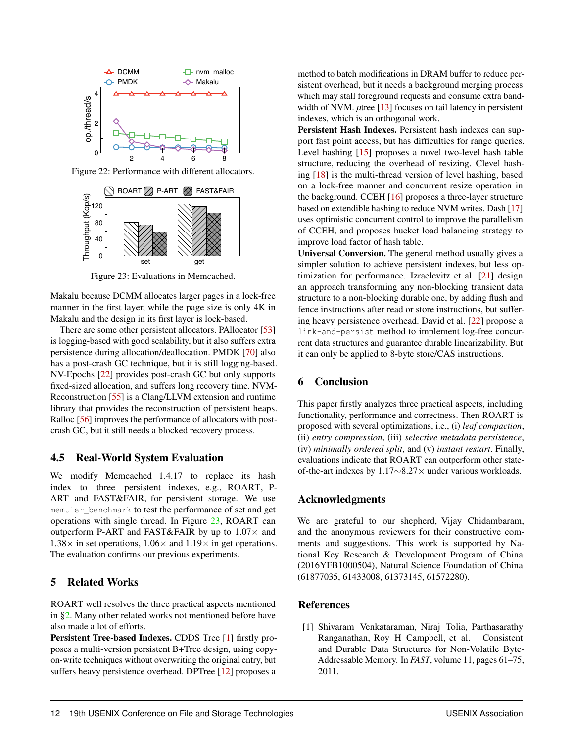DCMM
PMDK
nvm_malloc
Makalu

op./thread/s

4
2
0

2 4 6 8

Figure 22: Performance with different allocators.

ROART P-ART FAST&FAIR

Throughput (Kop/s)

120
80
40
0

set get

Figure 23: Evaluations in Memcached.

Makalu because DCMM allocates larger pages in a lock-free manner in the first layer, while the page size is only 4K in Makalu and the design in its first layer is lock-based.

There are some other persistent allocators. PAllocator [53] is logging-based with good scalability, but it also suffers extra persistence during allocation/deallocation. PMDK [70] also has a post-crash GC technique, but it is still logging-based. NV-Epochs [22] provides post-crash GC but only supports fixed-sized allocation, and suffers long recovery time. NVM-Reconstruction [55] is a Clang/LLVM extension and runtime library that provides the reconstruction of persistent heaps. Ralloc [56] improves the performance of allocators with post-crash GC, but it still needs a blocked recovery process.

## 4.5 Real-World System Evaluation

We modify Memcached 1.4.17 to replace its hash index to three persistent indexes, e.g., ROART, P-ART and FAST&FAIR, for persistent storage. We use `memtier_benchmark` to test the performance of set and get operations with single thread. In Figure 23, ROART can outperform P-ART and FAST&FAIR by up to 1.07× and 1.38× in set operations, 1.06× and 1.19× in get operations. The evaluation confirms our previous experiments.

# 5 Related Works

ROART well resolves the three practical aspects mentioned in §2. Many other related works not mentioned before have also made a lot of efforts.

**Persistent Tree-based Indexes.** CDDS Tree [1] firstly proposes a multi-version persistent B+Tree design, using copy-on-write techniques without overwriting the original entry, but suffers heavy persistence overhead. DPTree [12] proposes a method to batch modifications in DRAM buffer to reduce persistent overhead, but it needs a background merging process which may stall foreground requests and consume extra bandwidth of NVM. $\mu$tree [13] focuses on tail latency in persistent indexes, which is an orthogonal work.

**Persistent Hash Indexes.** Persistent hash indexes can support fast point access, but has difficulties for range queries. Level hashing [15] proposes a novel two-level hash table structure, reducing the overhead of resizing. Clevel hashing [18] is the multi-thread version of level hashing, based on a lock-free manner and concurrent resize operation in the background. CCEH [16] proposes a three-layer structure based on extendible hashing to reduce NVM writes. Dash [17] uses optimistic concurrent control to improve the parallelism of CCEH, and proposes bucket load balancing strategy to improve load factor of hash table.

**Universal Conversion.** The general method usually gives a simpler solution to achieve persistent indexes, but less optimization for performance. Izraelevitz et al. [21] design an approach transforming any non-blocking transient data structure to a non-blocking durable one, by adding flush and fence instructions after read or store instructions, but suffering heavy persistence overhead. David et al. [22] propose a `link-and-persist` method to implement log-free concurrent data structures and guarantee durable linearizability. But it can only be applied to 8-byte store/CAS instructions.

# 6 Conclusion

This paper firstly analyzes three practical aspects, including functionality, performance and correctness. Then ROART is proposed with several optimizations, i.e., (i) *leaf compaction*, (ii) *entry compression*, (iii) *selective metadata persistence*, (iv) *minimally ordered split*, and (v) *instant restart*. Finally, evaluations indicate that ROART can outperform other state-of-the-art indexes by 1.17∼8.27× under various workloads.

# Acknowledgments

We are grateful to our shepherd, Vijay Chidambaram, and the anonymous reviewers for their constructive comments and suggestions. This work is supported by National Key Research & Development Program of China (2016YFB1000504), Natural Science Foundation of China (61877035, 61433008, 61373145, 61572280).

# References

[1] Shivaram Venkataraman, Niraj Tolia, Parthasarathy Ranganathan, Roy H Campbell, et al. Consistent and Durable Data Structures for Non-Volatile Byte-Addressable Memory. In *FAST*, volume 11, pages 61–75, 2011.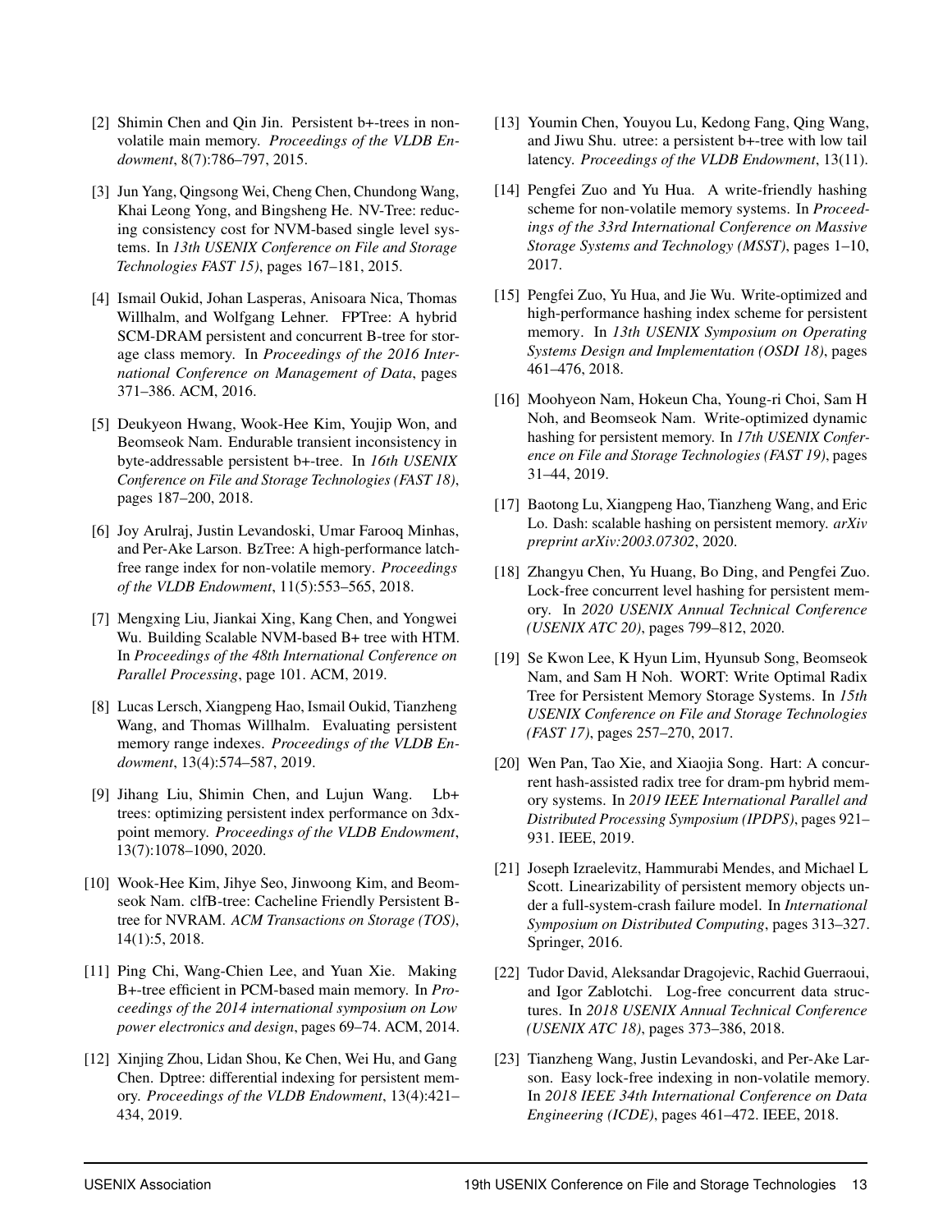[2] Shimin Chen and Qin Jin. Persistent b+-trees in non-volatile main memory. *Proceedings of the VLDB Endowment*, 8(7):786–797, 2015.

[3] Jun Yang, Qingsong Wei, Cheng Chen, Chundong Wang, Khai Leong Yong, and Bingsheng He. NV-Tree: reducing consistency cost for NVM-based single level systems. In *13th USENIX Conference on File and Storage Technologies FAST 15)*, pages 167–181, 2015.

[4] Ismail Oukid, Johan Lasperas, Anisoara Nica, Thomas Willhalm, and Wolfgang Lehner. FPTree: A hybrid SCM-DRAM persistent and concurrent B-tree for storage class memory. In *Proceedings of the 2016 International Conference on Management of Data*, pages 371–386. ACM, 2016.

[5] Deukyeon Hwang, Wook-Hee Kim, Youjip Won, and Beomseok Nam. Endurable transient inconsistency in byte-addressable persistent b+-tree. In *16th USENIX Conference on File and Storage Technologies (FAST 18)*, pages 187–200, 2018.

[6] Joy Arulraj, Justin Levandoski, Umar Farooq Minhas, and Per-Ake Larson. BzTree: A high-performance latch-free range index for non-volatile memory. *Proceedings of the VLDB Endowment*, 11(5):553–565, 2018.

[7] Mengxing Liu, Jiankai Xing, Kang Chen, and Yongwei Wu. Building Scalable NVM-based B+ tree with HTM. In *Proceedings of the 48th International Conference on Parallel Processing*, page 101. ACM, 2019.

[8] Lucas Lersch, Xiangpeng Hao, Ismail Oukid, Tianzheng Wang, and Thomas Willhalm. Evaluating persistent memory range indexes. *Proceedings of the VLDB Endowment*, 13(4):574–587, 2019.

[9] Jihang Liu, Shimin Chen, and Lujun Wang. Lb+ trees: optimizing persistent index performance on 3dxpoint memory. *Proceedings of the VLDB Endowment*, 13(7):1078–1090, 2020.

[10] Wook-Hee Kim, Jihye Seo, Jinwoong Kim, and Beomseok Nam. clfB-tree: Cacheline Friendly Persistent B-tree for NVRAM. *ACM Transactions on Storage (TOS)*, 14(1):5, 2018.

[11] Ping Chi, Wang-Chien Lee, and Yuan Xie. Making B+-tree efficient in PCM-based main memory. In *Proceedings of the 2014 international symposium on Low power electronics and design*, pages 69–74. ACM, 2014.

[12] Xinjing Zhou, Lidan Shou, Ke Chen, Wei Hu, and Gang Chen. Dptree: differential indexing for persistent memory. *Proceedings of the VLDB Endowment*, 13(4):421–434, 2019.

[13] Youmin Chen, Youyou Lu, Kedong Fang, Qing Wang, and Jiwu Shu. utree: a persistent b+-tree with low tail latency. *Proceedings of the VLDB Endowment*, 13(11).

[14] Pengfei Zuo and Yu Hua. A write-friendly hashing scheme for non-volatile memory systems. In *Proceedings of the 33rd International Conference on Massive Storage Systems and Technology (MSST)*, pages 1–10, 2017.

[15] Pengfei Zuo, Yu Hua, and Jie Wu. Write-optimized and high-performance hashing index scheme for persistent memory. In *13th USENIX Symposium on Operating Systems Design and Implementation (OSDI 18)*, pages 461–476, 2018.

[16] Moohyeon Nam, Hokeun Cha, Young-ri Choi, Sam H Noh, and Beomseok Nam. Write-optimized dynamic hashing for persistent memory. In *17th USENIX Conference on File and Storage Technologies (FAST 19)*, pages 31–44, 2019.

[17] Baotong Lu, Xiangpeng Hao, Tianzheng Wang, and Eric Lo. Dash: scalable hashing on persistent memory. *arXiv preprint arXiv:2003.07302*, 2020.

[18] Zhangyu Chen, Yu Huang, Bo Ding, and Pengfei Zuo. Lock-free concurrent level hashing for persistent memory. In *2020 USENIX Annual Technical Conference (USENIX ATC 20)*, pages 799–812, 2020.

[19] Se Kwon Lee, K Hyun Lim, Hyunsub Song, Beomseok Nam, and Sam H Noh. WORT: Write Optimal Radix Tree for Persistent Memory Storage Systems. In *15th USENIX Conference on File and Storage Technologies (FAST 17)*, pages 257–270, 2017.

[20] Wen Pan, Tao Xie, and Xiaojia Song. Hart: A concurrent hash-assisted radix tree for dram-pm hybrid memory systems. In *2019 IEEE International Parallel and Distributed Processing Symposium (IPDPS)*, pages 921–931. IEEE, 2019.

[21] Joseph Izraelevitz, Hammurabi Mendes, and Michael L Scott. Linearizability of persistent memory objects under a full-system-crash failure model. In *International Symposium on Distributed Computing*, pages 313–327. Springer, 2016.

[22] Tudor David, Aleksandar Dragojevic, Rachid Guerraoui, and Igor Zablotchi. Log-free concurrent data structures. In *2018 USENIX Annual Technical Conference (USENIX ATC 18)*, pages 373–386, 2018.

[23] Tianzheng Wang, Justin Levandoski, and Per-Ake Larson. Easy lock-free indexing in non-volatile memory. In *2018 IEEE 34th International Conference on Data Engineering (ICDE)*, pages 461–472. IEEE, 2018.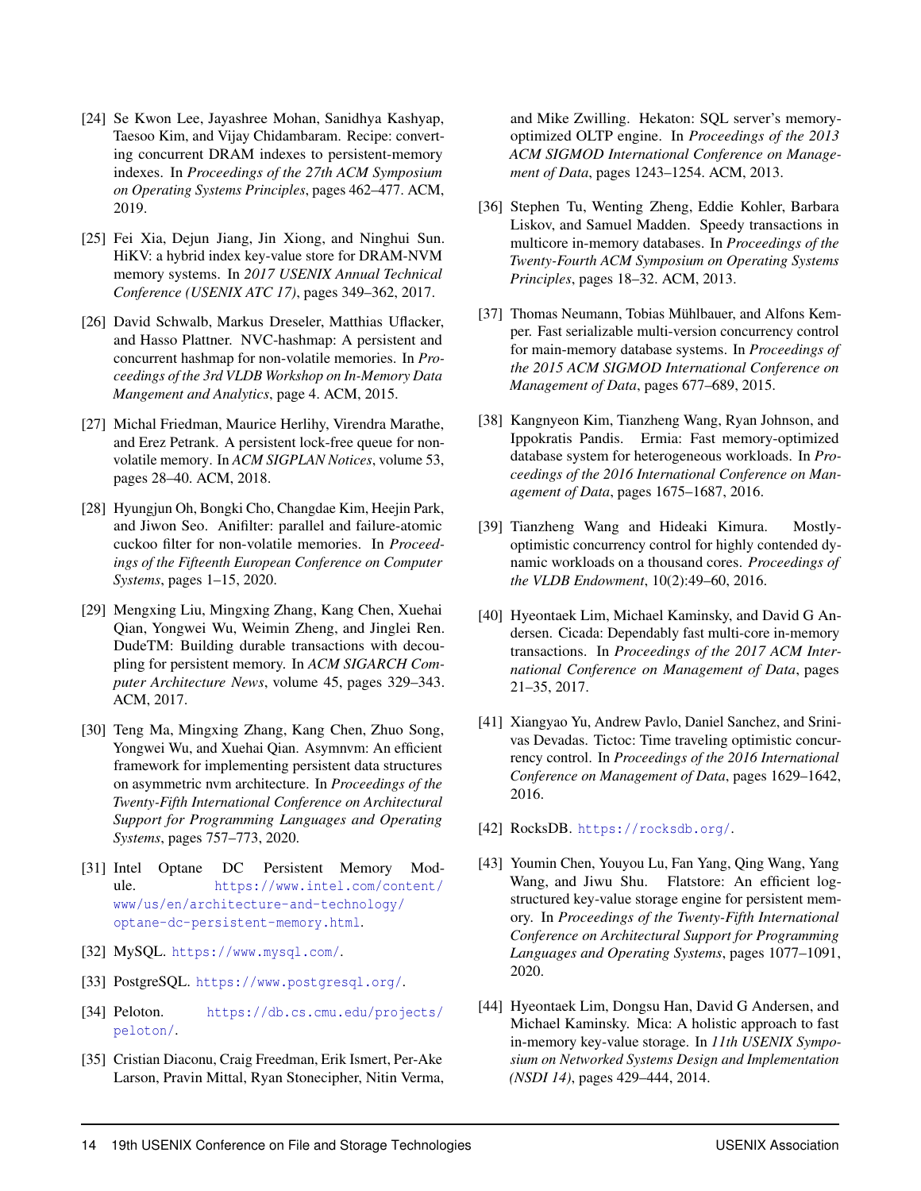[24] Se Kwon Lee, Jayashree Mohan, Sanidhya Kashyap, Taesoo Kim, and Vijay Chidambaram. Recipe: converting concurrent DRAM indexes to persistent-memory indexes. In *Proceedings of the 27th ACM Symposium on Operating Systems Principles*, pages 462–477. ACM, 2019.

[25] Fei Xia, Dejun Jiang, Jin Xiong, and Ninghui Sun. HiKV: a hybrid index key-value store for DRAM-NVM memory systems. In *2017 USENIX Annual Technical Conference (USENIX ATC 17)*, pages 349–362, 2017.

[26] David Schwalb, Markus Dreseler, Matthias Uflacker, and Hasso Plattner. NVC-hashmap: A persistent and concurrent hashmap for non-volatile memories. In *Proceedings of the 3rd VLDB Workshop on In-Memory Data Mangement and Analytics*, page 4. ACM, 2015.

[27] Michal Friedman, Maurice Herlihy, Virendra Marathe, and Erez Petrank. A persistent lock-free queue for non-volatile memory. In *ACM SIGPLAN Notices*, volume 53, pages 28–40. ACM, 2018.

[28] Hyungjun Oh, Bongki Cho, Changdae Kim, Heejin Park, and Jiwon Seo. Anifilter: parallel and failure-atomic cuckoo filter for non-volatile memories. In *Proceedings of the Fifteenth European Conference on Computer Systems*, pages 1–15, 2020.

[29] Mengxing Liu, Mingxing Zhang, Kang Chen, Xuehai Qian, Yongwei Wu, Weimin Zheng, and Jinglei Ren. DudeTM: Building durable transactions with decoupling for persistent memory. In *ACM SIGARCH Computer Architecture News*, volume 45, pages 329–343. ACM, 2017.

[30] Teng Ma, Mingxing Zhang, Kang Chen, Zhuo Song, Yongwei Wu, and Xuehai Qian. Asymnvm: An efficient framework for implementing persistent data structures on asymmetric nvm architecture. In *Proceedings of the Twenty-Fifth International Conference on Architectural Support for Programming Languages and Operating Systems*, pages 757–773, 2020.

[31] Intel Optane DC Persistent Memory Module. https://www.intel.com/content/www/us/en/architecture-and-technology/optane-dc-persistent-memory.html.

[32] MySQL. https://www.mysql.com/.

[33] PostgreSQL. https://www.postgresql.org/.

[34] Peloton. https://db.cs.cmu.edu/projects/peloton/.

[35] Cristian Diaconu, Craig Freedman, Erik Ismert, Per-Ake Larson, Pravin Mittal, Ryan Stonecipher, Nitin Verma, and Mike Zwilling. Hekaton: SQL server's memory-optimized OLTP engine. In *Proceedings of the 2013 ACM SIGMOD International Conference on Management of Data*, pages 1243–1254. ACM, 2013.

[36] Stephen Tu, Wenting Zheng, Eddie Kohler, Barbara Liskov, and Samuel Madden. Speedy transactions in multicore in-memory databases. In *Proceedings of the Twenty-Fourth ACM Symposium on Operating Systems Principles*, pages 18–32. ACM, 2013.

[37] Thomas Neumann, Tobias Mühlbauer, and Alfons Kemper. Fast serializable multi-version concurrency control for main-memory database systems. In *Proceedings of the 2015 ACM SIGMOD International Conference on Management of Data*, pages 677–689, 2015.

[38] Kangnyeon Kim, Tianzheng Wang, Ryan Johnson, and Ippokratis Pandis. Ermia: Fast memory-optimized database system for heterogeneous workloads. In *Proceedings of the 2016 International Conference on Management of Data*, pages 1675–1687, 2016.

[39] Tianzheng Wang and Hideaki Kimura. Mostly-optimistic concurrency control for highly contended dynamic workloads on a thousand cores. *Proceedings of the VLDB Endowment*, 10(2):49–60, 2016.

[40] Hyeontaek Lim, Michael Kaminsky, and David G Andersen. Cicada: Dependably fast multi-core in-memory transactions. In *Proceedings of the 2017 ACM International Conference on Management of Data*, pages 21–35, 2017.

[41] Xiangyao Yu, Andrew Pavlo, Daniel Sanchez, and Srinivas Devadas. Tictoc: Time traveling optimistic concurrency control. In *Proceedings of the 2016 International Conference on Management of Data*, pages 1629–1642, 2016.

[42] RocksDB. https://rocksdb.org/.

[43] Youmin Chen, Youyou Lu, Fan Yang, Qing Wang, Yang Wang, and Jiwu Shu. Flatstore: An efficient log-structured key-value storage engine for persistent memory. In *Proceedings of the Twenty-Fifth International Conference on Architectural Support for Programming Languages and Operating Systems*, pages 1077–1091, 2020.

[44] Hyeontaek Lim, Dongsu Han, David G Andersen, and Michael Kaminsky. Mica: A holistic approach to fast in-memory key-value storage. In *11th USENIX Symposium on Networked Systems Design and Implementation (NSDI 14)*, pages 429–444, 2014.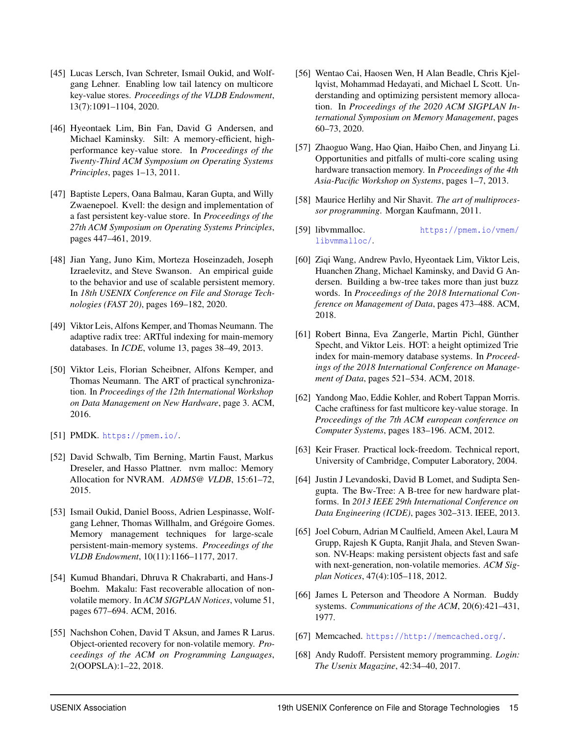[45] Lucas Lersch, Ivan Schreter, Ismail Oukid, and Wolfgang Lehner. Enabling low tail latency on multicore key-value stores. *Proceedings of the VLDB Endowment*, 13(7):1091–1104, 2020.

[46] Hyeontaek Lim, Bin Fan, David G Andersen, and Michael Kaminsky. Silt: A memory-efficient, high-performance key-value store. In *Proceedings of the Twenty-Third ACM Symposium on Operating Systems Principles*, pages 1–13, 2011.

[47] Baptiste Lepers, Oana Balmau, Karan Gupta, and Willy Zwaenepoel. Kvell: the design and implementation of a fast persistent key-value store. In *Proceedings of the 27th ACM Symposium on Operating Systems Principles*, pages 447–461, 2019.

[48] Jian Yang, Juno Kim, Morteza Hoseinzadeh, Joseph Izraelevitz, and Steve Swanson. An empirical guide to the behavior and use of scalable persistent memory. In *18th USENIX Conference on File and Storage Technologies (FAST 20)*, pages 169–182, 2020.

[49] Viktor Leis, Alfons Kemper, and Thomas Neumann. The adaptive radix tree: ARTful indexing for main-memory databases. In *ICDE*, volume 13, pages 38–49, 2013.

[50] Viktor Leis, Florian Scheibner, Alfons Kemper, and Thomas Neumann. The ART of practical synchronization. In *Proceedings of the 12th International Workshop on Data Management on New Hardware*, page 3. ACM, 2016.

[51] PMDK. https://pmem.io/.

[52] David Schwalb, Tim Berning, Martin Faust, Markus Dreseler, and Hasso Plattner. nvm malloc: Memory Allocation for NVRAM. *ADMS@ VLDB*, 15:61–72, 2015.

[53] Ismail Oukid, Daniel Booss, Adrien Lespinasse, Wolfgang Lehner, Thomas Willhalm, and Grégoire Gomes. Memory management techniques for large-scale persistent-main-memory systems. *Proceedings of the VLDB Endowment*, 10(11):1166–1177, 2017.

[54] Kumud Bhandari, Dhruva R Chakrabarti, and Hans-J Boehm. Makalu: Fast recoverable allocation of non-volatile memory. In *ACM SIGPLAN Notices*, volume 51, pages 677–694. ACM, 2016.

[55] Nachshon Cohen, David T Aksun, and James R Larus. Object-oriented recovery for non-volatile memory. *Proceedings of the ACM on Programming Languages*, 2(OOPSLA):1–22, 2018.

[56] Wentao Cai, Haosen Wen, H Alan Beadle, Chris Kjellqvist, Mohammad Hedayati, and Michael L Scott. Understanding and optimizing persistent memory allocation. In *Proceedings of the 2020 ACM SIGPLAN International Symposium on Memory Management*, pages 60–73, 2020.

[57] Zhaoguo Wang, Hao Qian, Haibo Chen, and Jinyang Li. Opportunities and pitfalls of multi-core scaling using hardware transaction memory. In *Proceedings of the 4th Asia-Pacific Workshop on Systems*, pages 1–7, 2013.

[58] Maurice Herlihy and Nir Shavit. *The art of multiprocessor programming*. Morgan Kaufmann, 2011.

[59] libvmmalloc. https://pmem.io/vmem/libvmmalloc/.

[60] Ziqi Wang, Andrew Pavlo, Hyeontaek Lim, Viktor Leis, Huanchen Zhang, Michael Kaminsky, and David G Andersen. Building a bw-tree takes more than just buzz words. In *Proceedings of the 2018 International Conference on Management of Data*, pages 473–488. ACM, 2018.

[61] Robert Binna, Eva Zangerle, Martin Pichl, Günther Specht, and Viktor Leis. HOT: a height optimized Trie index for main-memory database systems. In *Proceedings of the 2018 International Conference on Management of Data*, pages 521–534. ACM, 2018.

[62] Yandong Mao, Eddie Kohler, and Robert Tappan Morris. Cache craftiness for fast multicore key-value storage. In *Proceedings of the 7th ACM european conference on Computer Systems*, pages 183–196. ACM, 2012.

[63] Keir Fraser. Practical lock-freedom. Technical report, University of Cambridge, Computer Laboratory, 2004.

[64] Justin J Levandoski, David B Lomet, and Sudipta Sengupta. The Bw-Tree: A B-tree for new hardware platforms. In *2013 IEEE 29th International Conference on Data Engineering (ICDE)*, pages 302–313. IEEE, 2013.

[65] Joel Coburn, Adrian M Caulfield, Ameen Akel, Laura M Grupp, Rajesh K Gupta, Ranjit Jhala, and Steven Swanson. NV-Heaps: making persistent objects fast and safe with next-generation, non-volatile memories. *ACM Sigplan Notices*, 47(4):105–118, 2012.

[66] James L Peterson and Theodore A Norman. Buddy systems. *Communications of the ACM*, 20(6):421–431, 1977.

[67] Memcached. https://http://memcached.org/.

[68] Andy Rudoff. Persistent memory programming. *Login: The Usenix Magazine*, 42:34–40, 2017.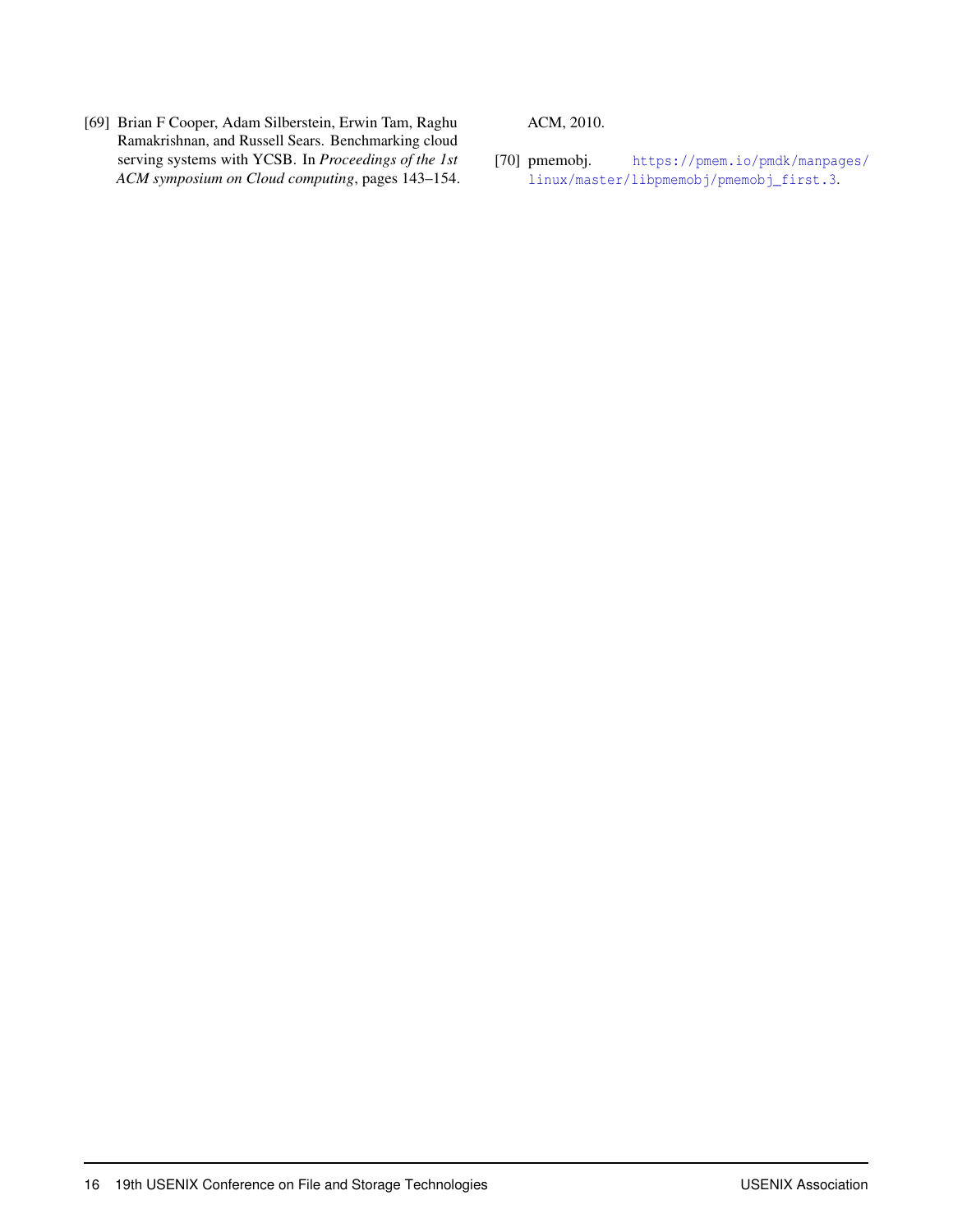[69] Brian F Cooper, Adam Silberstein, Erwin Tam, Raghu Ramakrishnan, and Russell Sears. Benchmarking cloud serving systems with YCSB. In *Proceedings of the 1st ACM symposium on Cloud computing*, pages 143–154. ACM, 2010.

[70] pmemobj. https://pmem.io/pmdk/manpages/linux/master/libpmemobj/pmemobj_first.3.